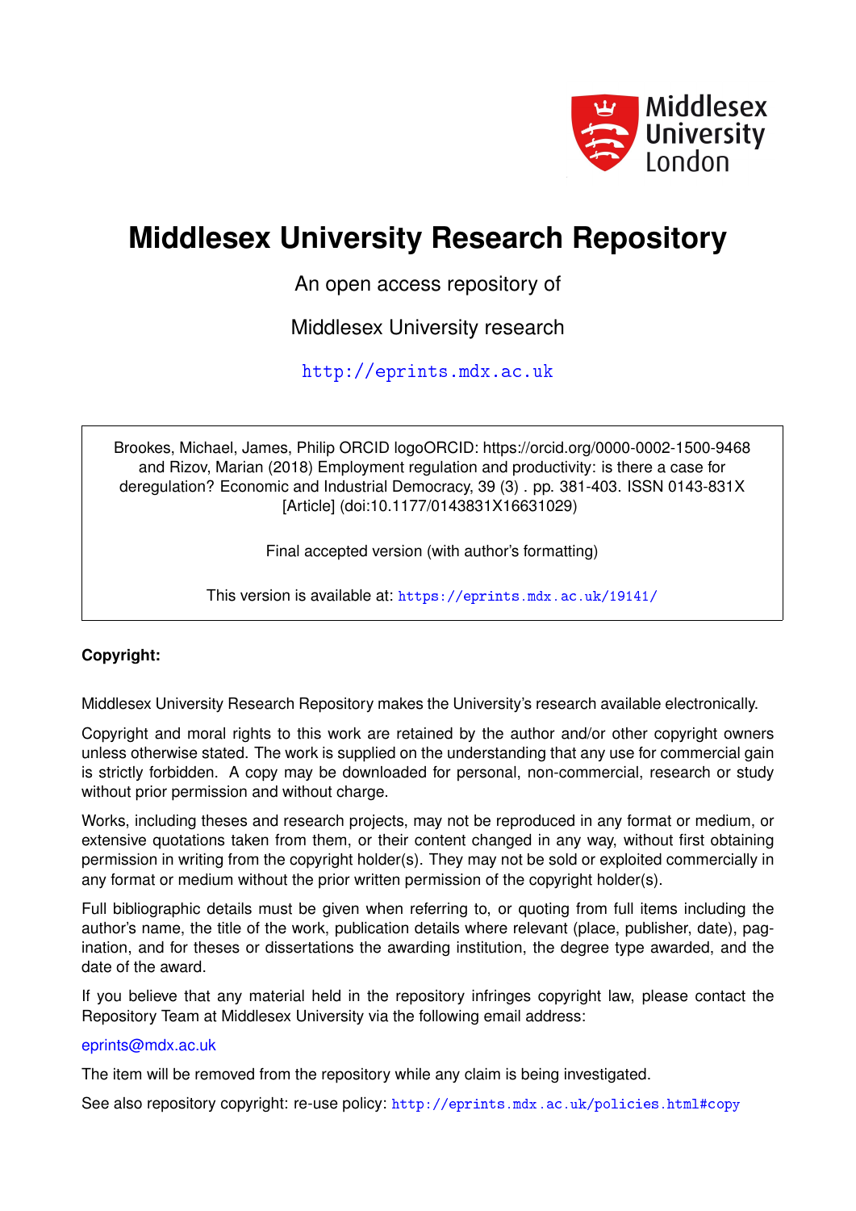Middlesex University London

# Middlesex University Research Repository

An open access repository of

Middlesex University research

http://eprints.mdx.ac.uk

Brookes, Michael, James, Philip ORCID logoORCID: https://orcid.org/0000-0002-1500-9468 and Rizov, Marian (2018) Employment regulation and productivity: is there a case for deregulation? Economic and Industrial Democracy, 39 (3) . pp. 381-403. ISSN 0143-831X [Article] (doi:10.1177/0143831X16631029)

Final accepted version (with author's formatting)

This version is available at: https://eprints.mdx.ac.uk/19141/

**Copyright:**

Middlesex University Research Repository makes the University's research available electronically.

Copyright and moral rights to this work are retained by the author and/or other copyright owners unless otherwise stated. The work is supplied on the understanding that any use for commercial gain is strictly forbidden. A copy may be downloaded for personal, non-commercial, research or study without prior permission and without charge.

Works, including theses and research projects, may not be reproduced in any format or medium, or extensive quotations taken from them, or their content changed in any way, without first obtaining permission in writing from the copyright holder(s). They may not be sold or exploited commercially in any format or medium without the prior written permission of the copyright holder(s).

Full bibliographic details must be given when referring to, or quoting from full items including the author's name, the title of the work, publication details where relevant (place, publisher, date), pagination, and for theses or dissertations the awarding institution, the degree type awarded, and the date of the award.

If you believe that any material held in the repository infringes copyright law, please contact the Repository Team at Middlesex University via the following email address:

eprints@mdx.ac.uk

The item will be removed from the repository while any claim is being investigated.

See also repository copyright: re-use policy: http://eprints.mdx.ac.uk/policies.html#copy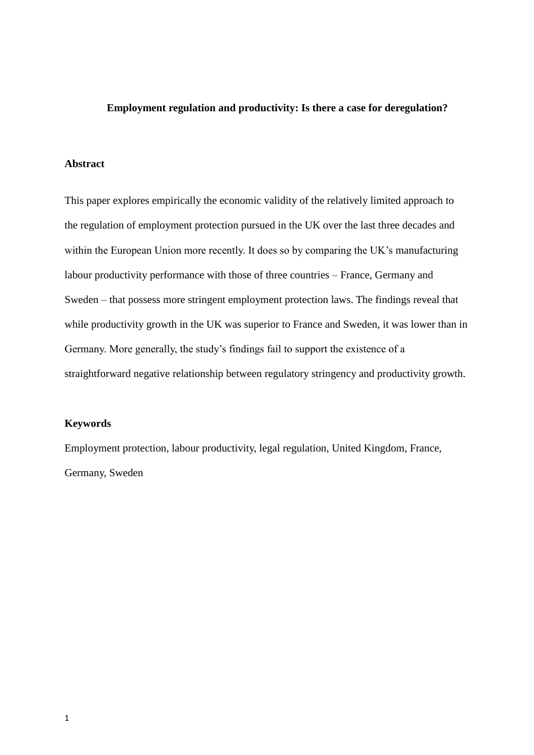# Employment regulation and productivity: Is there a case for deregulation?

## Abstract

This paper explores empirically the economic validity of the relatively limited approach to the regulation of employment protection pursued in the UK over the last three decades and within the European Union more recently. It does so by comparing the UK's manufacturing labour productivity performance with those of three countries – France, Germany and Sweden – that possess more stringent employment protection laws. The findings reveal that while productivity growth in the UK was superior to France and Sweden, it was lower than in Germany. More generally, the study's findings fail to support the existence of a straightforward negative relationship between regulatory stringency and productivity growth.

## Keywords

Employment protection, labour productivity, legal regulation, United Kingdom, France, Germany, Sweden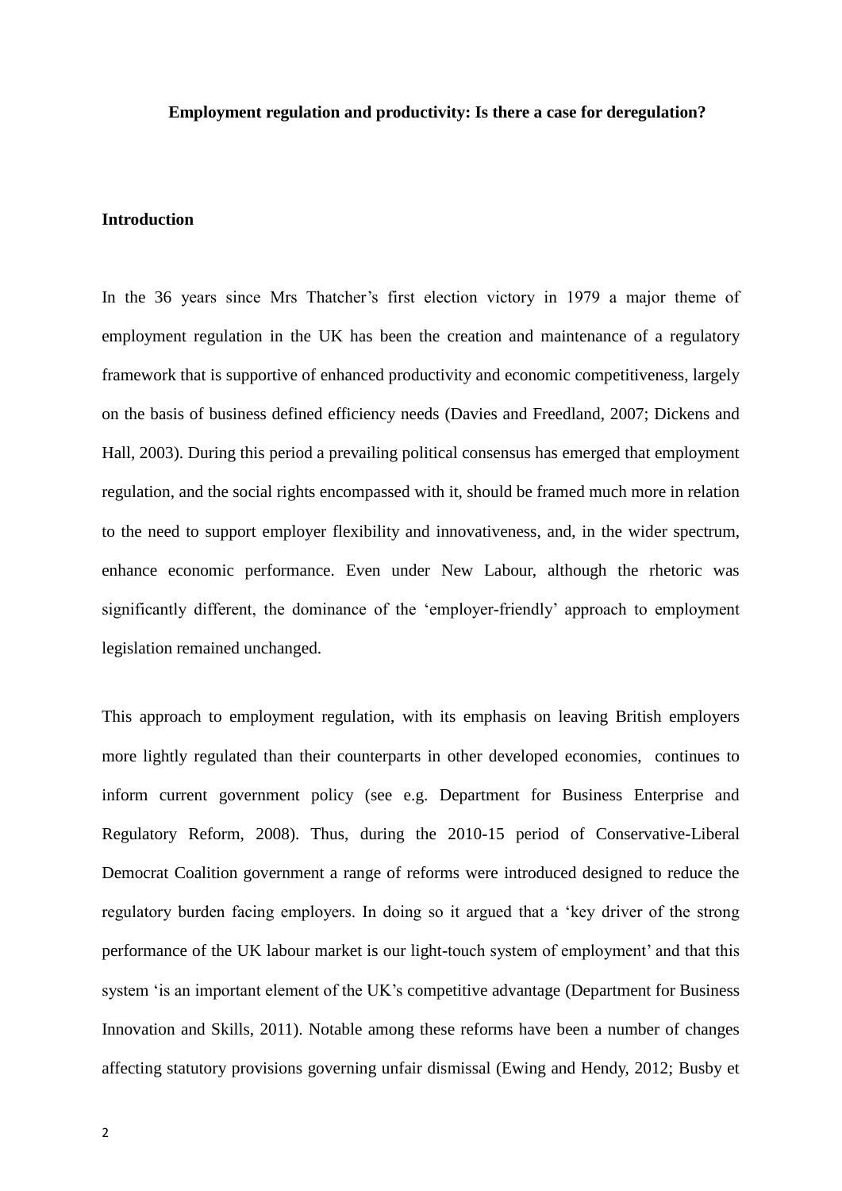**Employment regulation and productivity: Is there a case for deregulation?**

## Introduction

In the 36 years since Mrs Thatcher's first election victory in 1979 a major theme of employment regulation in the UK has been the creation and maintenance of a regulatory framework that is supportive of enhanced productivity and economic competitiveness, largely on the basis of business defined efficiency needs (Davies and Freedland, 2007; Dickens and Hall, 2003). During this period a prevailing political consensus has emerged that employment regulation, and the social rights encompassed with it, should be framed much more in relation to the need to support employer flexibility and innovativeness, and, in the wider spectrum, enhance economic performance. Even under New Labour, although the rhetoric was significantly different, the dominance of the 'employer-friendly' approach to employment legislation remained unchanged.

This approach to employment regulation, with its emphasis on leaving British employers more lightly regulated than their counterparts in other developed economies, continues to inform current government policy (see e.g. Department for Business Enterprise and Regulatory Reform, 2008). Thus, during the 2010-15 period of Conservative-Liberal Democrat Coalition government a range of reforms were introduced designed to reduce the regulatory burden facing employers. In doing so it argued that a 'key driver of the strong performance of the UK labour market is our light-touch system of employment' and that this system 'is an important element of the UK's competitive advantage (Department for Business Innovation and Skills, 2011). Notable among these reforms have been a number of changes affecting statutory provisions governing unfair dismissal (Ewing and Hendy, 2012; Busby et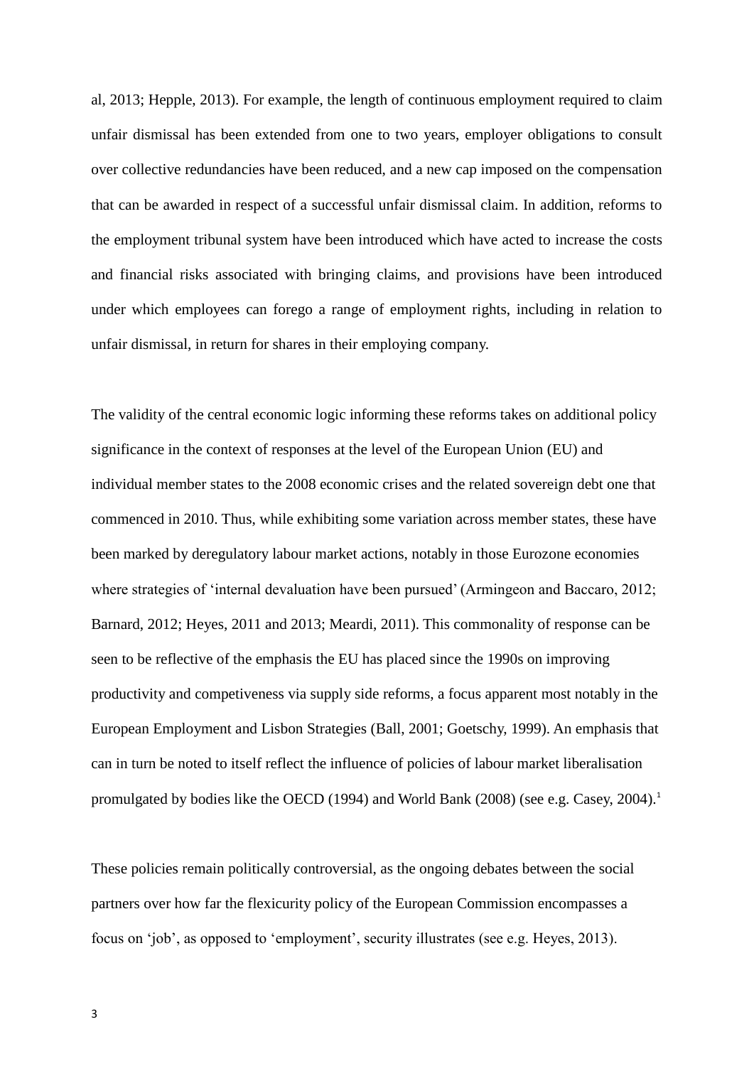al, 2013; Hepple, 2013). For example, the length of continuous employment required to claim unfair dismissal has been extended from one to two years, employer obligations to consult over collective redundancies have been reduced, and a new cap imposed on the compensation that can be awarded in respect of a successful unfair dismissal claim. In addition, reforms to the employment tribunal system have been introduced which have acted to increase the costs and financial risks associated with bringing claims, and provisions have been introduced under which employees can forego a range of employment rights, including in relation to unfair dismissal, in return for shares in their employing company.

The validity of the central economic logic informing these reforms takes on additional policy significance in the context of responses at the level of the European Union (EU) and individual member states to the 2008 economic crises and the related sovereign debt one that commenced in 2010. Thus, while exhibiting some variation across member states, these have been marked by deregulatory labour market actions, notably in those Eurozone economies where strategies of 'internal devaluation have been pursued' (Armingeon and Baccaro, 2012; Barnard, 2012; Heyes, 2011 and 2013; Meardi, 2011). This commonality of response can be seen to be reflective of the emphasis the EU has placed since the 1990s on improving productivity and competiveness via supply side reforms, a focus apparent most notably in the European Employment and Lisbon Strategies (Ball, 2001; Goetschy, 1999). An emphasis that can in turn be noted to itself reflect the influence of policies of labour market liberalisation promulgated by bodies like the OECD (1994) and World Bank (2008) (see e.g. Casey, 2004).[1]

These policies remain politically controversial, as the ongoing debates between the social partners over how far the flexicurity policy of the European Commission encompasses a focus on 'job', as opposed to 'employment', security illustrates (see e.g. Heyes, 2013).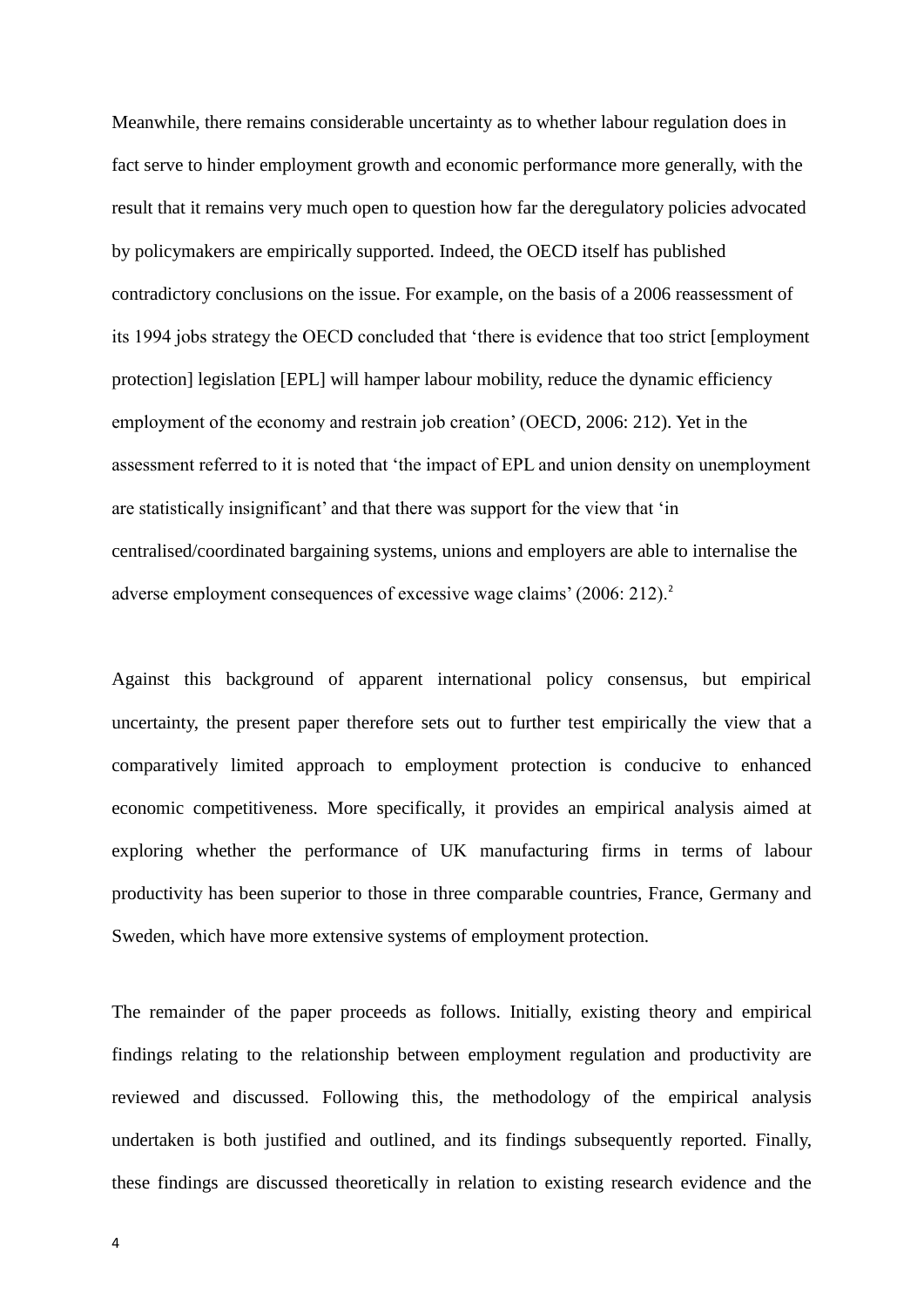Meanwhile, there remains considerable uncertainty as to whether labour regulation does in fact serve to hinder employment growth and economic performance more generally, with the result that it remains very much open to question how far the deregulatory policies advocated by policymakers are empirically supported. Indeed, the OECD itself has published contradictory conclusions on the issue. For example, on the basis of a 2006 reassessment of its 1994 jobs strategy the OECD concluded that 'there is evidence that too strict [employment protection] legislation [EPL] will hamper labour mobility, reduce the dynamic efficiency employment of the economy and restrain job creation' (OECD, 2006: 212). Yet in the assessment referred to it is noted that 'the impact of EPL and union density on unemployment are statistically insignificant' and that there was support for the view that 'in centralised/coordinated bargaining systems, unions and employers are able to internalise the adverse employment consequences of excessive wage claims' (2006: 212).[2]

Against this background of apparent international policy consensus, but empirical uncertainty, the present paper therefore sets out to further test empirically the view that a comparatively limited approach to employment protection is conducive to enhanced economic competitiveness. More specifically, it provides an empirical analysis aimed at exploring whether the performance of UK manufacturing firms in terms of labour productivity has been superior to those in three comparable countries, France, Germany and Sweden, which have more extensive systems of employment protection.

The remainder of the paper proceeds as follows. Initially, existing theory and empirical findings relating to the relationship between employment regulation and productivity are reviewed and discussed. Following this, the methodology of the empirical analysis undertaken is both justified and outlined, and its findings subsequently reported. Finally, these findings are discussed theoretically in relation to existing research evidence and the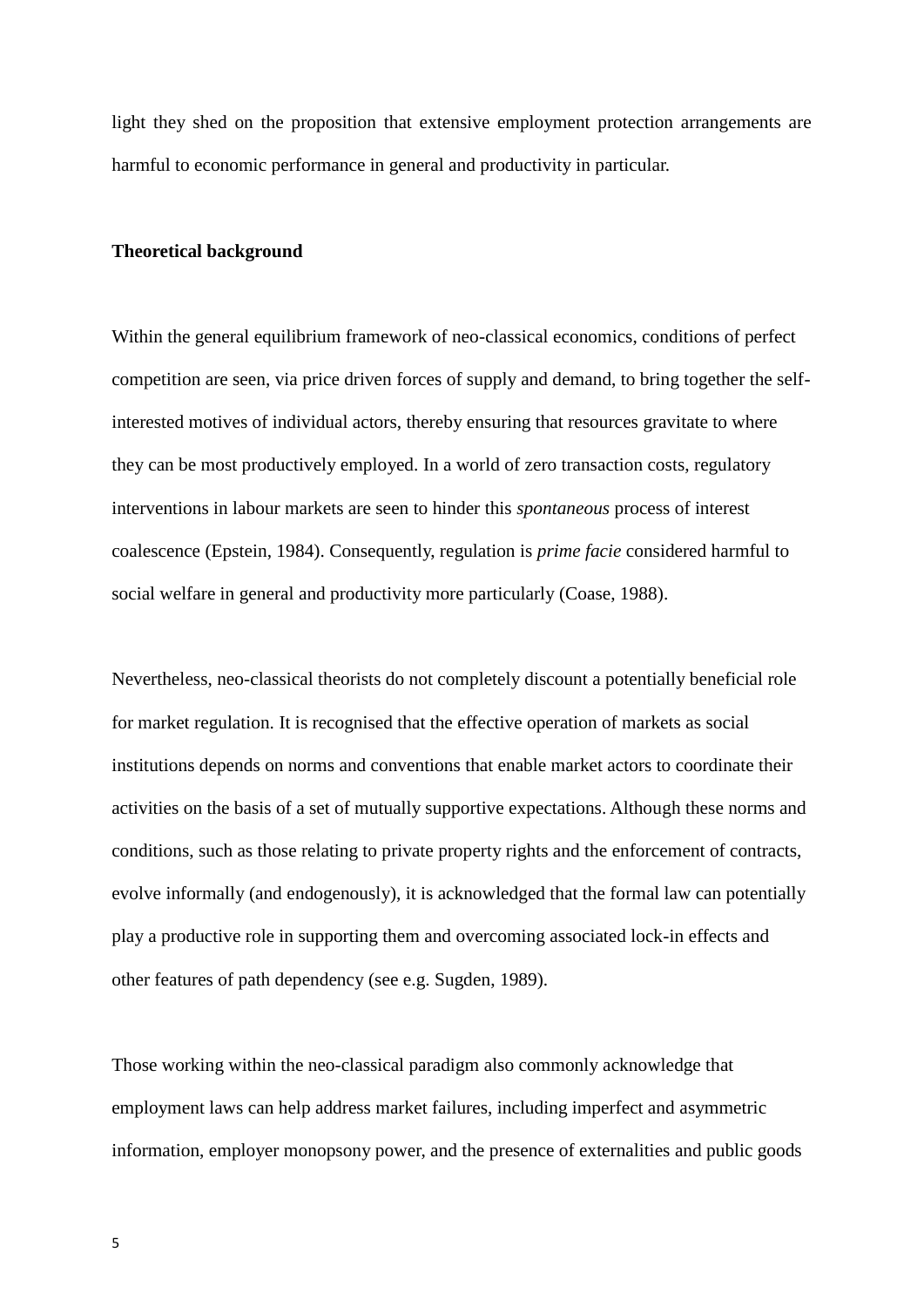light they shed on the proposition that extensive employment protection arrangements are harmful to economic performance in general and productivity in particular.

## Theoretical background

Within the general equilibrium framework of neo-classical economics, conditions of perfect competition are seen, via price driven forces of supply and demand, to bring together the self-interested motives of individual actors, thereby ensuring that resources gravitate to where they can be most productively employed. In a world of zero transaction costs, regulatory interventions in labour markets are seen to hinder this *spontaneous* process of interest coalescence (Epstein, 1984). Consequently, regulation is *prime facie* considered harmful to social welfare in general and productivity more particularly (Coase, 1988).

Nevertheless, neo-classical theorists do not completely discount a potentially beneficial role for market regulation. It is recognised that the effective operation of markets as social institutions depends on norms and conventions that enable market actors to coordinate their activities on the basis of a set of mutually supportive expectations. Although these norms and conditions, such as those relating to private property rights and the enforcement of contracts, evolve informally (and endogenously), it is acknowledged that the formal law can potentially play a productive role in supporting them and overcoming associated lock-in effects and other features of path dependency (see e.g. Sugden, 1989).

Those working within the neo-classical paradigm also commonly acknowledge that employment laws can help address market failures, including imperfect and asymmetric information, employer monopsony power, and the presence of externalities and public goods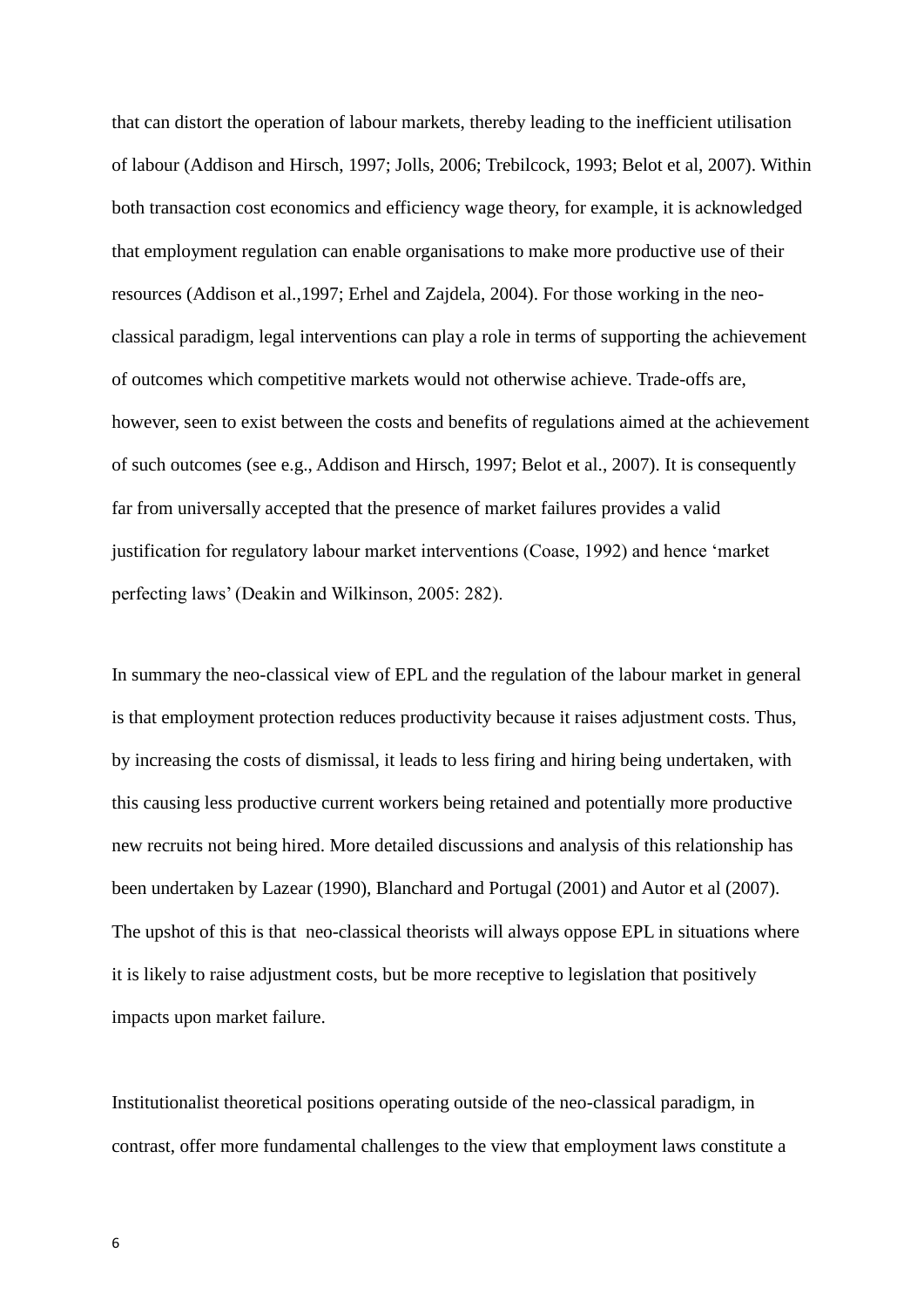that can distort the operation of labour markets, thereby leading to the inefficient utilisation of labour (Addison and Hirsch, 1997; Jolls, 2006; Trebilcock, 1993; Belot et al, 2007). Within both transaction cost economics and efficiency wage theory, for example, it is acknowledged that employment regulation can enable organisations to make more productive use of their resources (Addison et al.,1997; Erhel and Zajdela, 2004). For those working in the neo-classical paradigm, legal interventions can play a role in terms of supporting the achievement of outcomes which competitive markets would not otherwise achieve. Trade-offs are, however, seen to exist between the costs and benefits of regulations aimed at the achievement of such outcomes (see e.g., Addison and Hirsch, 1997; Belot et al., 2007). It is consequently far from universally accepted that the presence of market failures provides a valid justification for regulatory labour market interventions (Coase, 1992) and hence 'market perfecting laws' (Deakin and Wilkinson, 2005: 282).

In summary the neo-classical view of EPL and the regulation of the labour market in general is that employment protection reduces productivity because it raises adjustment costs. Thus, by increasing the costs of dismissal, it leads to less firing and hiring being undertaken, with this causing less productive current workers being retained and potentially more productive new recruits not being hired. More detailed discussions and analysis of this relationship has been undertaken by Lazear (1990), Blanchard and Portugal (2001) and Autor et al (2007). The upshot of this is that neo-classical theorists will always oppose EPL in situations where it is likely to raise adjustment costs, but be more receptive to legislation that positively impacts upon market failure.

Institutionalist theoretical positions operating outside of the neo-classical paradigm, in contrast, offer more fundamental challenges to the view that employment laws constitute a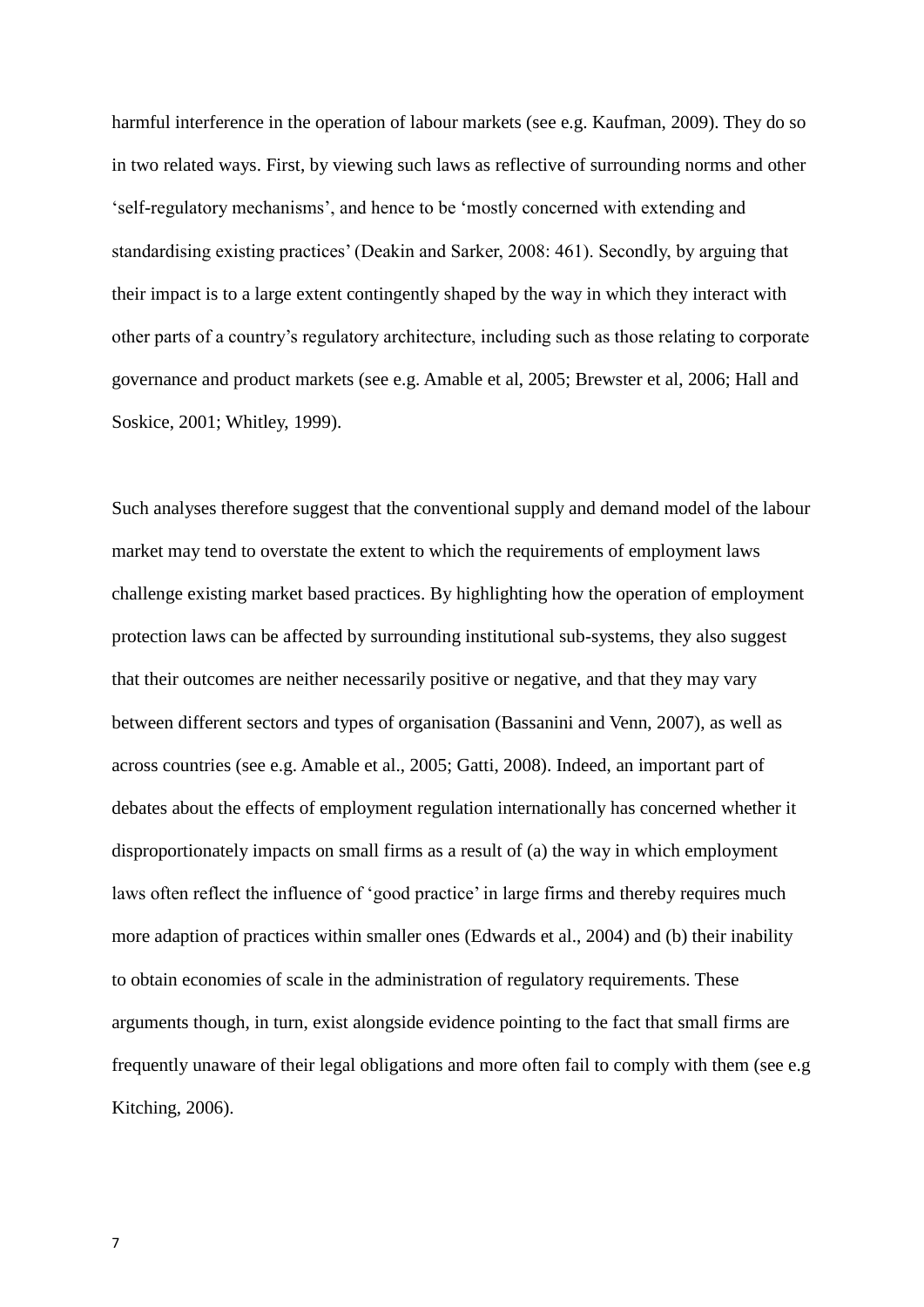harmful interference in the operation of labour markets (see e.g. Kaufman, 2009). They do so in two related ways. First, by viewing such laws as reflective of surrounding norms and other 'self-regulatory mechanisms', and hence to be 'mostly concerned with extending and standardising existing practices' (Deakin and Sarker, 2008: 461). Secondly, by arguing that their impact is to a large extent contingently shaped by the way in which they interact with other parts of a country's regulatory architecture, including such as those relating to corporate governance and product markets (see e.g. Amable et al, 2005; Brewster et al, 2006; Hall and Soskice, 2001; Whitley, 1999).

Such analyses therefore suggest that the conventional supply and demand model of the labour market may tend to overstate the extent to which the requirements of employment laws challenge existing market based practices. By highlighting how the operation of employment protection laws can be affected by surrounding institutional sub-systems, they also suggest that their outcomes are neither necessarily positive or negative, and that they may vary between different sectors and types of organisation (Bassanini and Venn, 2007), as well as across countries (see e.g. Amable et al., 2005; Gatti, 2008). Indeed, an important part of debates about the effects of employment regulation internationally has concerned whether it disproportionately impacts on small firms as a result of (a) the way in which employment laws often reflect the influence of 'good practice' in large firms and thereby requires much more adaption of practices within smaller ones (Edwards et al., 2004) and (b) their inability to obtain economies of scale in the administration of regulatory requirements. These arguments though, in turn, exist alongside evidence pointing to the fact that small firms are frequently unaware of their legal obligations and more often fail to comply with them (see e.g Kitching, 2006).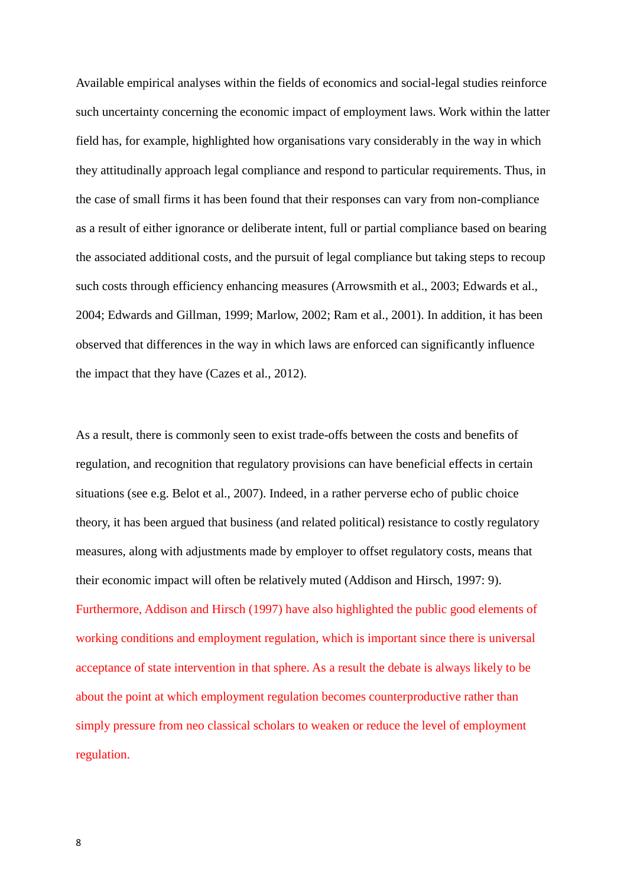Available empirical analyses within the fields of economics and social-legal studies reinforce such uncertainty concerning the economic impact of employment laws. Work within the latter field has, for example, highlighted how organisations vary considerably in the way in which they attitudinally approach legal compliance and respond to particular requirements. Thus, in the case of small firms it has been found that their responses can vary from non-compliance as a result of either ignorance or deliberate intent, full or partial compliance based on bearing the associated additional costs, and the pursuit of legal compliance but taking steps to recoup such costs through efficiency enhancing measures (Arrowsmith et al., 2003; Edwards et al., 2004; Edwards and Gillman, 1999; Marlow, 2002; Ram et al., 2001). In addition, it has been observed that differences in the way in which laws are enforced can significantly influence the impact that they have (Cazes et al., 2012).

As a result, there is commonly seen to exist trade-offs between the costs and benefits of regulation, and recognition that regulatory provisions can have beneficial effects in certain situations (see e.g. Belot et al., 2007). Indeed, in a rather perverse echo of public choice theory, it has been argued that business (and related political) resistance to costly regulatory measures, along with adjustments made by employer to offset regulatory costs, means that their economic impact will often be relatively muted (Addison and Hirsch, 1997: 9). Furthermore, Addison and Hirsch (1997) have also highlighted the public good elements of working conditions and employment regulation, which is important since there is universal acceptance of state intervention in that sphere. As a result the debate is always likely to be about the point at which employment regulation becomes counterproductive rather than simply pressure from neo classical scholars to weaken or reduce the level of employment regulation.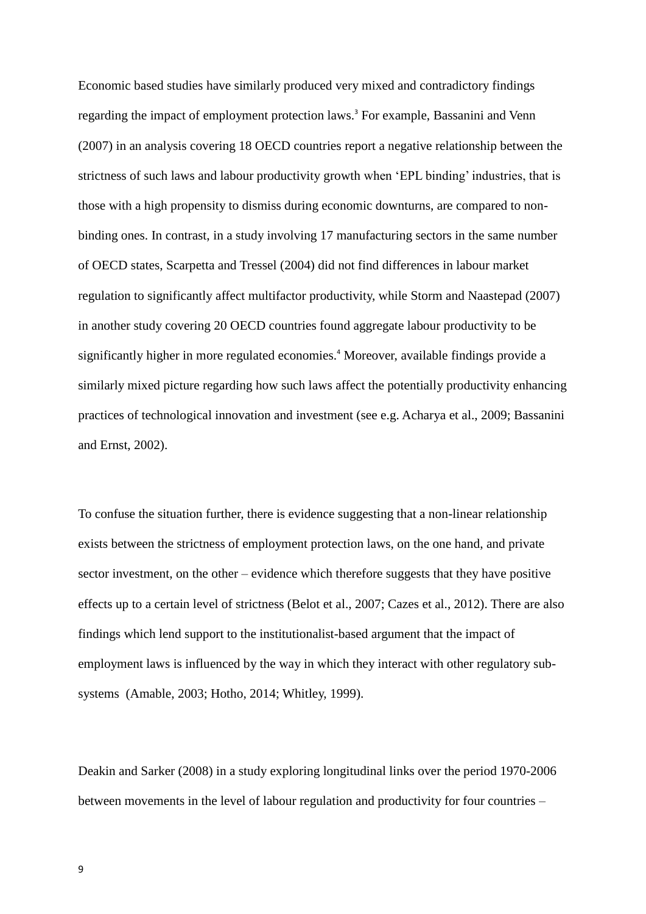Economic based studies have similarly produced very mixed and contradictory findings regarding the impact of employment protection laws.[3] For example, Bassanini and Venn (2007) in an analysis covering 18 OECD countries report a negative relationship between the strictness of such laws and labour productivity growth when 'EPL binding' industries, that is those with a high propensity to dismiss during economic downturns, are compared to non-binding ones. In contrast, in a study involving 17 manufacturing sectors in the same number of OECD states, Scarpetta and Tressel (2004) did not find differences in labour market regulation to significantly affect multifactor productivity, while Storm and Naastepad (2007) in another study covering 20 OECD countries found aggregate labour productivity to be significantly higher in more regulated economies.[4] Moreover, available findings provide a similarly mixed picture regarding how such laws affect the potentially productivity enhancing practices of technological innovation and investment (see e.g. Acharya et al., 2009; Bassanini and Ernst, 2002).

To confuse the situation further, there is evidence suggesting that a non-linear relationship exists between the strictness of employment protection laws, on the one hand, and private sector investment, on the other – evidence which therefore suggests that they have positive effects up to a certain level of strictness (Belot et al., 2007; Cazes et al., 2012). There are also findings which lend support to the institutionalist-based argument that the impact of employment laws is influenced by the way in which they interact with other regulatory sub-systems (Amable, 2003; Hotho, 2014; Whitley, 1999).

Deakin and Sarker (2008) in a study exploring longitudinal links over the period 1970-2006 between movements in the level of labour regulation and productivity for four countries –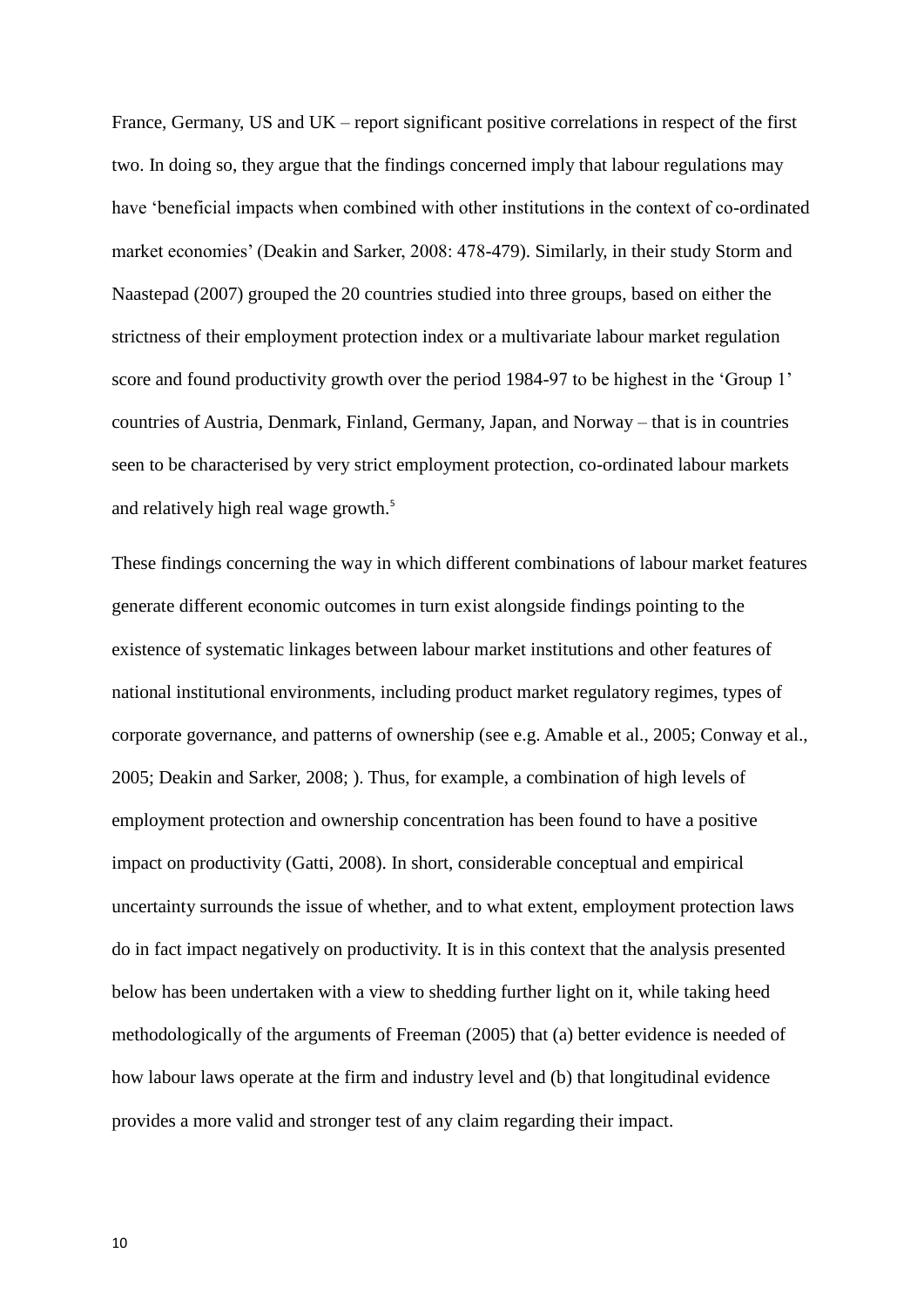France, Germany, US and UK – report significant positive correlations in respect of the first two. In doing so, they argue that the findings concerned imply that labour regulations may have 'beneficial impacts when combined with other institutions in the context of co-ordinated market economies' (Deakin and Sarker, 2008: 478-479). Similarly, in their study Storm and Naastepad (2007) grouped the 20 countries studied into three groups, based on either the strictness of their employment protection index or a multivariate labour market regulation score and found productivity growth over the period 1984-97 to be highest in the 'Group 1' countries of Austria, Denmark, Finland, Germany, Japan, and Norway – that is in countries seen to be characterised by very strict employment protection, co-ordinated labour markets and relatively high real wage growth.[5]

These findings concerning the way in which different combinations of labour market features generate different economic outcomes in turn exist alongside findings pointing to the existence of systematic linkages between labour market institutions and other features of national institutional environments, including product market regulatory regimes, types of corporate governance, and patterns of ownership (see e.g. Amable et al., 2005; Conway et al., 2005; Deakin and Sarker, 2008; ). Thus, for example, a combination of high levels of employment protection and ownership concentration has been found to have a positive impact on productivity (Gatti, 2008). In short, considerable conceptual and empirical uncertainty surrounds the issue of whether, and to what extent, employment protection laws do in fact impact negatively on productivity. It is in this context that the analysis presented below has been undertaken with a view to shedding further light on it, while taking heed methodologically of the arguments of Freeman (2005) that (a) better evidence is needed of how labour laws operate at the firm and industry level and (b) that longitudinal evidence provides a more valid and stronger test of any claim regarding their impact.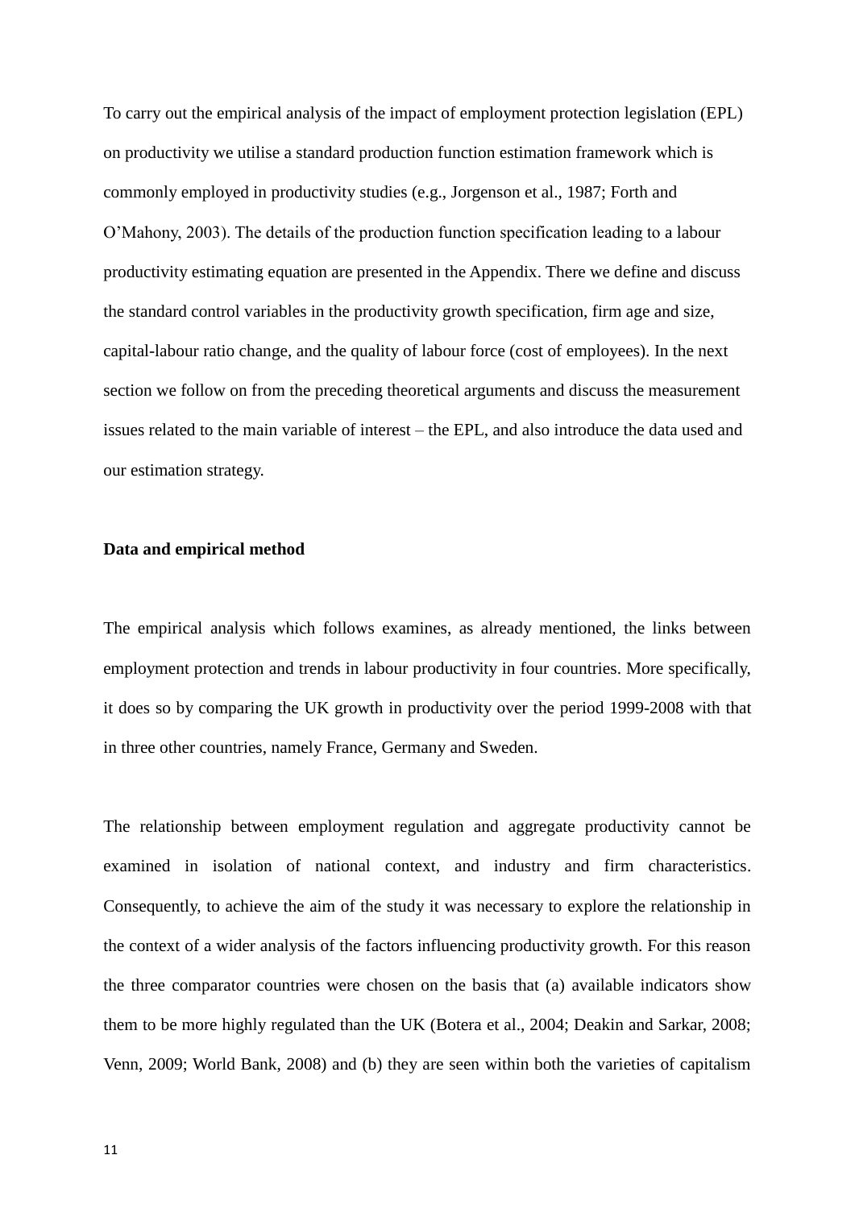To carry out the empirical analysis of the impact of employment protection legislation (EPL) on productivity we utilise a standard production function estimation framework which is commonly employed in productivity studies (e.g., Jorgenson et al., 1987; Forth and O'Mahony, 2003). The details of the production function specification leading to a labour productivity estimating equation are presented in the Appendix. There we define and discuss the standard control variables in the productivity growth specification, firm age and size, capital-labour ratio change, and the quality of labour force (cost of employees). In the next section we follow on from the preceding theoretical arguments and discuss the measurement issues related to the main variable of interest – the EPL, and also introduce the data used and our estimation strategy.

**Data and empirical method**

The empirical analysis which follows examines, as already mentioned, the links between employment protection and trends in labour productivity in four countries. More specifically, it does so by comparing the UK growth in productivity over the period 1999-2008 with that in three other countries, namely France, Germany and Sweden.

The relationship between employment regulation and aggregate productivity cannot be examined in isolation of national context, and industry and firm characteristics. Consequently, to achieve the aim of the study it was necessary to explore the relationship in the context of a wider analysis of the factors influencing productivity growth. For this reason the three comparator countries were chosen on the basis that (a) available indicators show them to be more highly regulated than the UK (Botera et al., 2004; Deakin and Sarkar, 2008; Venn, 2009; World Bank, 2008) and (b) they are seen within both the varieties of capitalism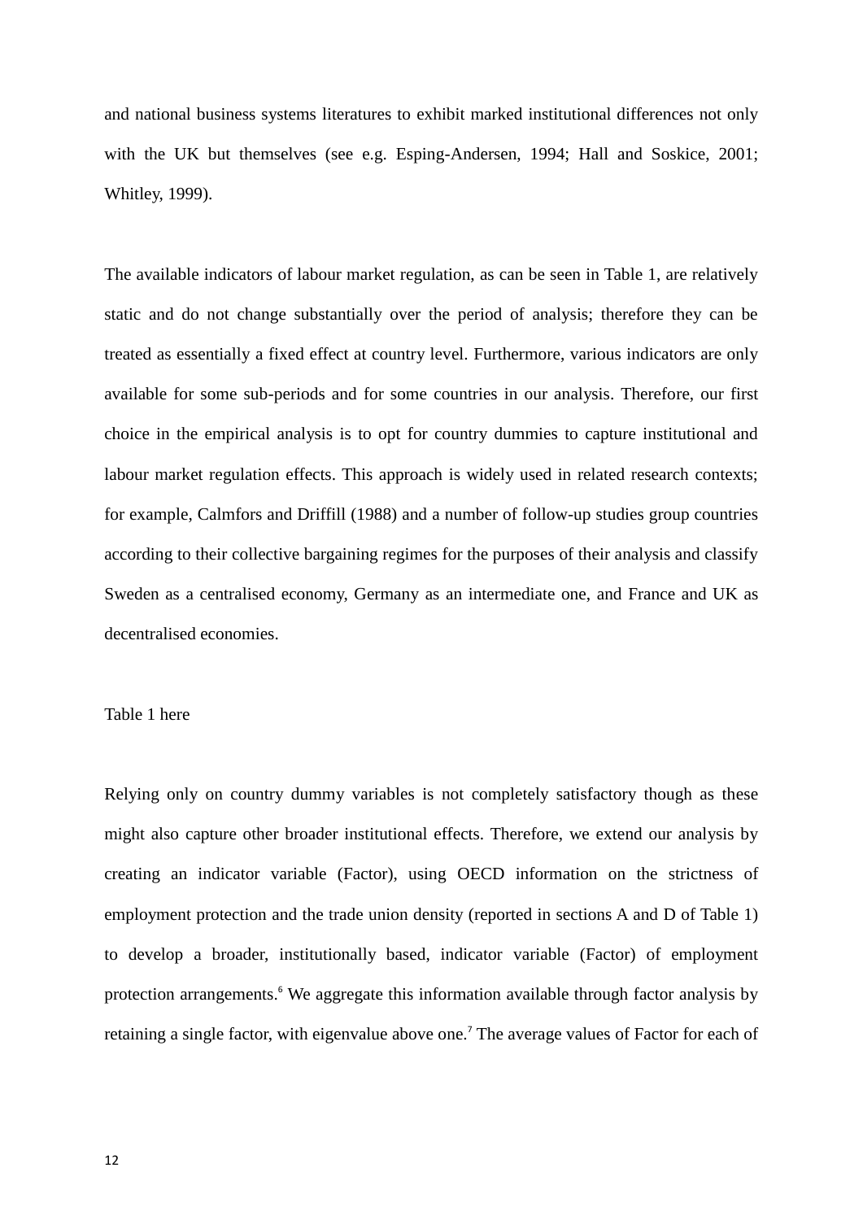and national business systems literatures to exhibit marked institutional differences not only with the UK but themselves (see e.g. Esping-Andersen, 1994; Hall and Soskice, 2001; Whitley, 1999).

The available indicators of labour market regulation, as can be seen in Table 1, are relatively static and do not change substantially over the period of analysis; therefore they can be treated as essentially a fixed effect at country level. Furthermore, various indicators are only available for some sub-periods and for some countries in our analysis. Therefore, our first choice in the empirical analysis is to opt for country dummies to capture institutional and labour market regulation effects. This approach is widely used in related research contexts; for example, Calmfors and Driffill (1988) and a number of follow-up studies group countries according to their collective bargaining regimes for the purposes of their analysis and classify Sweden as a centralised economy, Germany as an intermediate one, and France and UK as decentralised economies.

Table 1 here

Relying only on country dummy variables is not completely satisfactory though as these might also capture other broader institutional effects. Therefore, we extend our analysis by creating an indicator variable (Factor), using OECD information on the strictness of employment protection and the trade union density (reported in sections A and D of Table 1) to develop a broader, institutionally based, indicator variable (Factor) of employment protection arrangements.[6] We aggregate this information available through factor analysis by retaining a single factor, with eigenvalue above one.[7] The average values of Factor for each of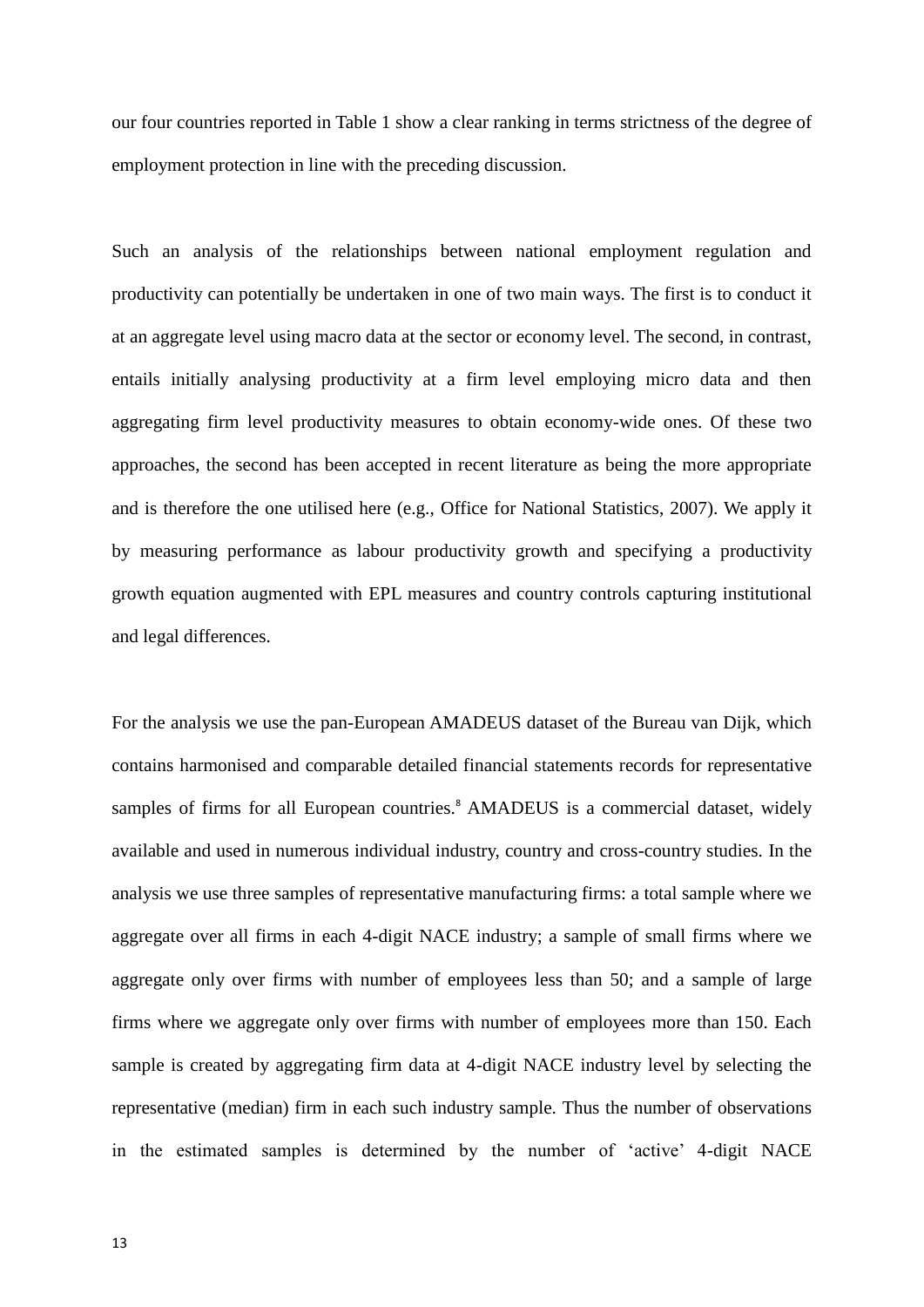our four countries reported in Table 1 show a clear ranking in terms strictness of the degree of employment protection in line with the preceding discussion.

Such an analysis of the relationships between national employment regulation and productivity can potentially be undertaken in one of two main ways. The first is to conduct it at an aggregate level using macro data at the sector or economy level. The second, in contrast, entails initially analysing productivity at a firm level employing micro data and then aggregating firm level productivity measures to obtain economy-wide ones. Of these two approaches, the second has been accepted in recent literature as being the more appropriate and is therefore the one utilised here (e.g., Office for National Statistics, 2007). We apply it by measuring performance as labour productivity growth and specifying a productivity growth equation augmented with EPL measures and country controls capturing institutional and legal differences.

For the analysis we use the pan-European AMADEUS dataset of the Bureau van Dijk, which contains harmonised and comparable detailed financial statements records for representative samples of firms for all European countries.[8] AMADEUS is a commercial dataset, widely available and used in numerous individual industry, country and cross-country studies. In the analysis we use three samples of representative manufacturing firms: a total sample where we aggregate over all firms in each 4-digit NACE industry; a sample of small firms where we aggregate only over firms with number of employees less than 50; and a sample of large firms where we aggregate only over firms with number of employees more than 150. Each sample is created by aggregating firm data at 4-digit NACE industry level by selecting the representative (median) firm in each such industry sample. Thus the number of observations in the estimated samples is determined by the number of 'active' 4-digit NACE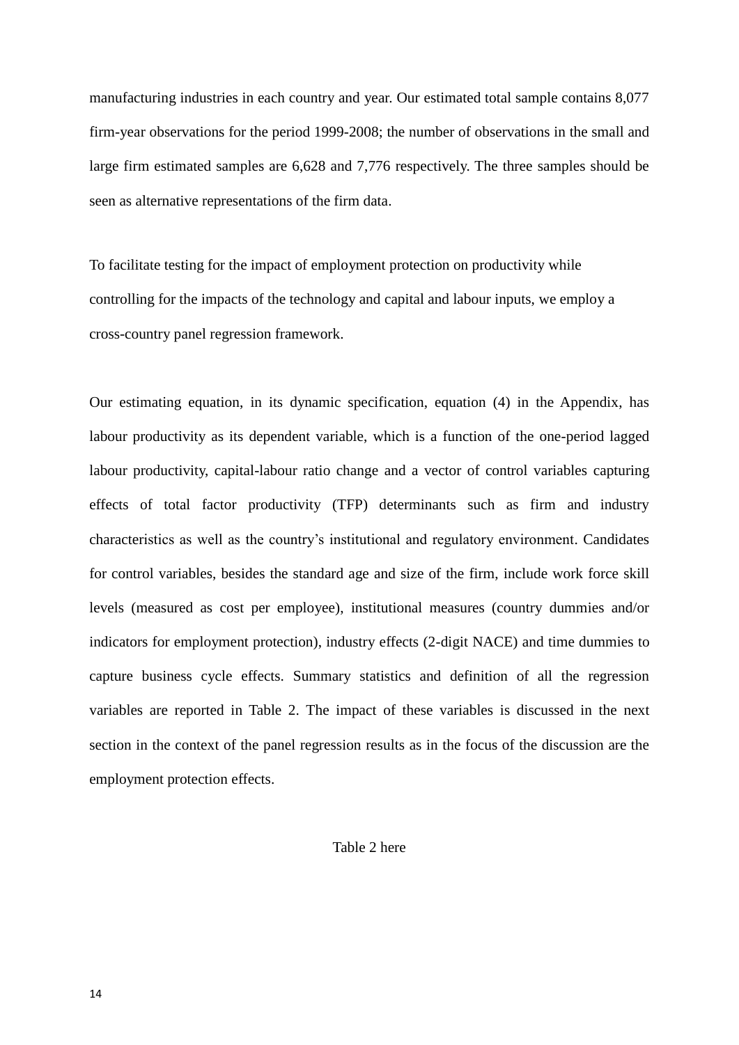manufacturing industries in each country and year. Our estimated total sample contains 8,077 firm-year observations for the period 1999-2008; the number of observations in the small and large firm estimated samples are 6,628 and 7,776 respectively. The three samples should be seen as alternative representations of the firm data.

To facilitate testing for the impact of employment protection on productivity while controlling for the impacts of the technology and capital and labour inputs, we employ a cross-country panel regression framework.

Our estimating equation, in its dynamic specification, equation (4) in the Appendix, has labour productivity as its dependent variable, which is a function of the one-period lagged labour productivity, capital-labour ratio change and a vector of control variables capturing effects of total factor productivity (TFP) determinants such as firm and industry characteristics as well as the country's institutional and regulatory environment. Candidates for control variables, besides the standard age and size of the firm, include work force skill levels (measured as cost per employee), institutional measures (country dummies and/or indicators for employment protection), industry effects (2-digit NACE) and time dummies to capture business cycle effects. Summary statistics and definition of all the regression variables are reported in Table 2. The impact of these variables is discussed in the next section in the context of the panel regression results as in the focus of the discussion are the employment protection effects.

Table 2 here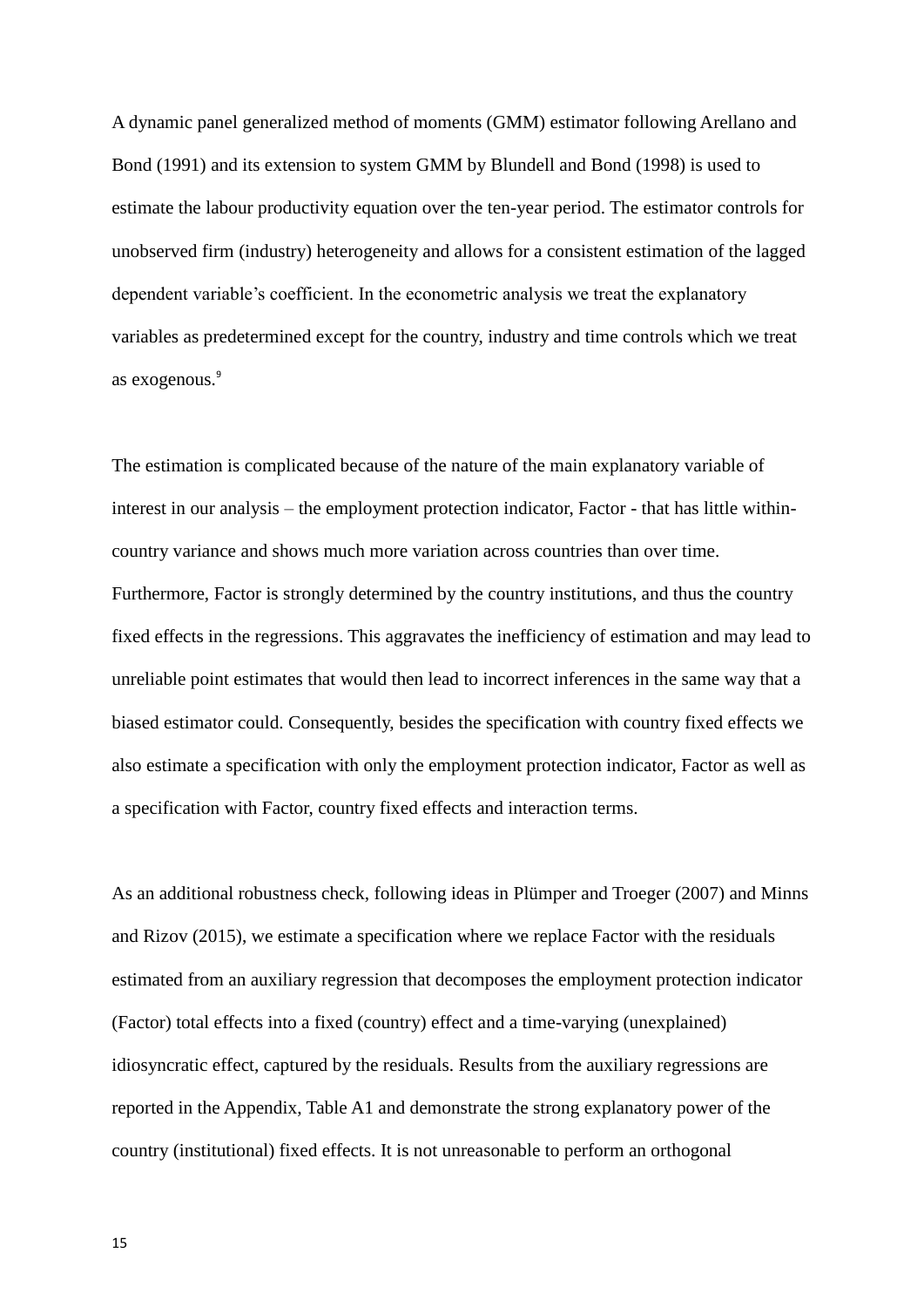A dynamic panel generalized method of moments (GMM) estimator following Arellano and Bond (1991) and its extension to system GMM by Blundell and Bond (1998) is used to estimate the labour productivity equation over the ten-year period. The estimator controls for unobserved firm (industry) heterogeneity and allows for a consistent estimation of the lagged dependent variable's coefficient. In the econometric analysis we treat the explanatory variables as predetermined except for the country, industry and time controls which we treat as exogenous.[9]

The estimation is complicated because of the nature of the main explanatory variable of interest in our analysis – the employment protection indicator, Factor - that has little within-country variance and shows much more variation across countries than over time. Furthermore, Factor is strongly determined by the country institutions, and thus the country fixed effects in the regressions. This aggravates the inefficiency of estimation and may lead to unreliable point estimates that would then lead to incorrect inferences in the same way that a biased estimator could. Consequently, besides the specification with country fixed effects we also estimate a specification with only the employment protection indicator, Factor as well as a specification with Factor, country fixed effects and interaction terms.

As an additional robustness check, following ideas in Plümper and Troeger (2007) and Minns and Rizov (2015), we estimate a specification where we replace Factor with the residuals estimated from an auxiliary regression that decomposes the employment protection indicator (Factor) total effects into a fixed (country) effect and a time-varying (unexplained) idiosyncratic effect, captured by the residuals. Results from the auxiliary regressions are reported in the Appendix, Table A1 and demonstrate the strong explanatory power of the country (institutional) fixed effects. It is not unreasonable to perform an orthogonal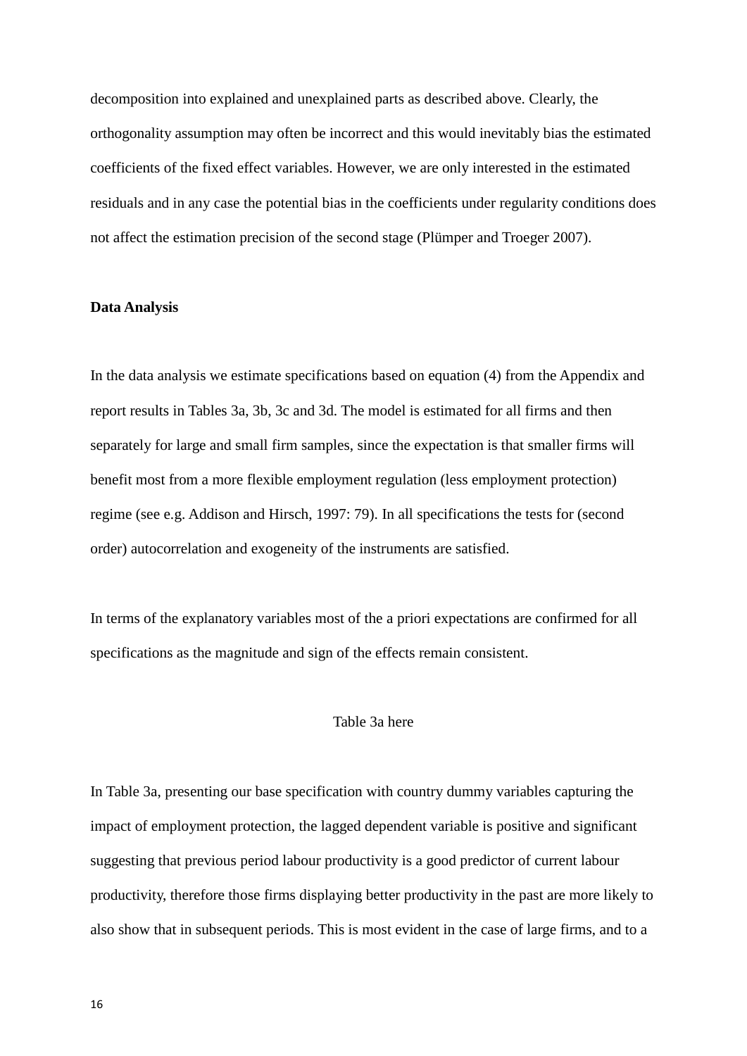decomposition into explained and unexplained parts as described above. Clearly, the orthogonality assumption may often be incorrect and this would inevitably bias the estimated coefficients of the fixed effect variables. However, we are only interested in the estimated residuals and in any case the potential bias in the coefficients under regularity conditions does not affect the estimation precision of the second stage (Plümper and Troeger 2007).

**Data Analysis**

In the data analysis we estimate specifications based on equation (4) from the Appendix and report results in Tables 3a, 3b, 3c and 3d. The model is estimated for all firms and then separately for large and small firm samples, since the expectation is that smaller firms will benefit most from a more flexible employment regulation (less employment protection) regime (see e.g. Addison and Hirsch, 1997: 79). In all specifications the tests for (second order) autocorrelation and exogeneity of the instruments are satisfied.

In terms of the explanatory variables most of the a priori expectations are confirmed for all specifications as the magnitude and sign of the effects remain consistent.

Table 3a here

In Table 3a, presenting our base specification with country dummy variables capturing the impact of employment protection, the lagged dependent variable is positive and significant suggesting that previous period labour productivity is a good predictor of current labour productivity, therefore those firms displaying better productivity in the past are more likely to also show that in subsequent periods. This is most evident in the case of large firms, and to a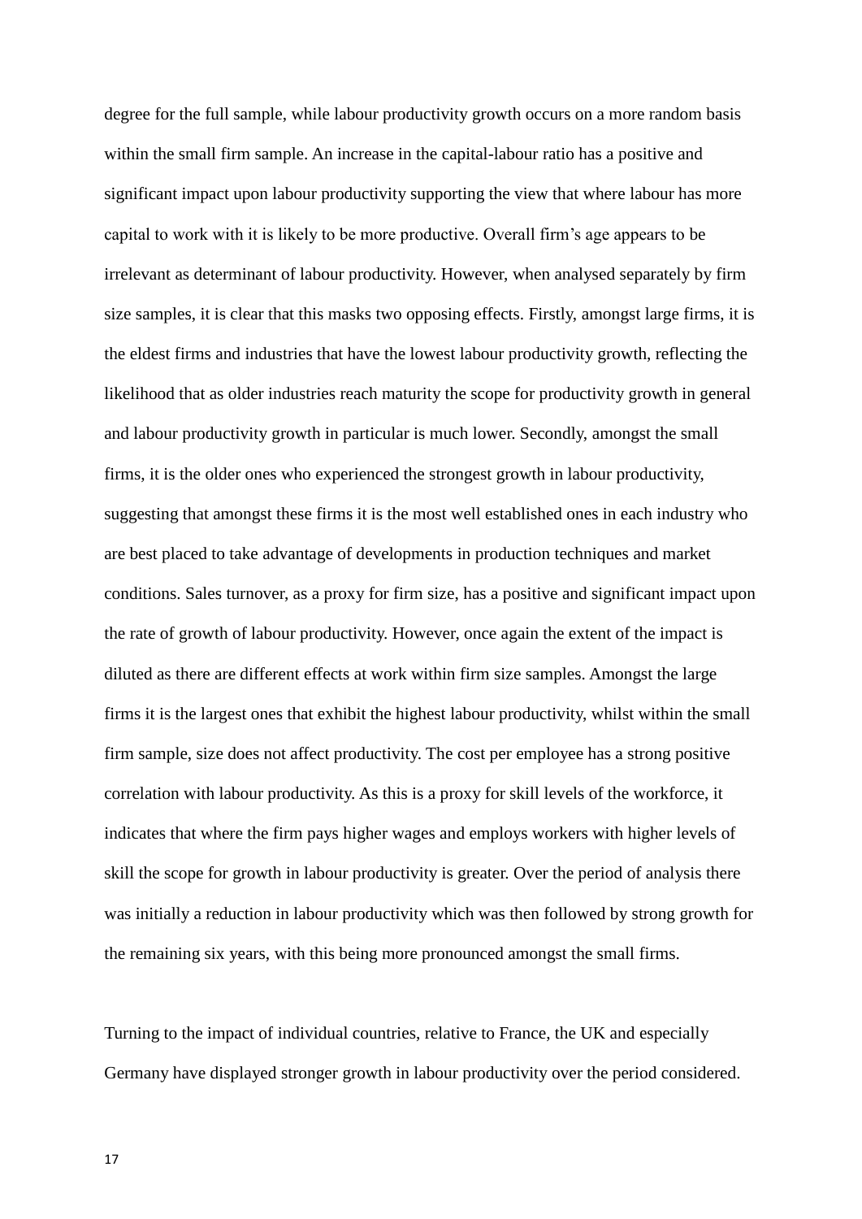degree for the full sample, while labour productivity growth occurs on a more random basis within the small firm sample. An increase in the capital-labour ratio has a positive and significant impact upon labour productivity supporting the view that where labour has more capital to work with it is likely to be more productive. Overall firm's age appears to be irrelevant as determinant of labour productivity. However, when analysed separately by firm size samples, it is clear that this masks two opposing effects. Firstly, amongst large firms, it is the eldest firms and industries that have the lowest labour productivity growth, reflecting the likelihood that as older industries reach maturity the scope for productivity growth in general and labour productivity growth in particular is much lower. Secondly, amongst the small firms, it is the older ones who experienced the strongest growth in labour productivity, suggesting that amongst these firms it is the most well established ones in each industry who are best placed to take advantage of developments in production techniques and market conditions. Sales turnover, as a proxy for firm size, has a positive and significant impact upon the rate of growth of labour productivity. However, once again the extent of the impact is diluted as there are different effects at work within firm size samples. Amongst the large firms it is the largest ones that exhibit the highest labour productivity, whilst within the small firm sample, size does not affect productivity. The cost per employee has a strong positive correlation with labour productivity. As this is a proxy for skill levels of the workforce, it indicates that where the firm pays higher wages and employs workers with higher levels of skill the scope for growth in labour productivity is greater. Over the period of analysis there was initially a reduction in labour productivity which was then followed by strong growth for the remaining six years, with this being more pronounced amongst the small firms.

Turning to the impact of individual countries, relative to France, the UK and especially Germany have displayed stronger growth in labour productivity over the period considered.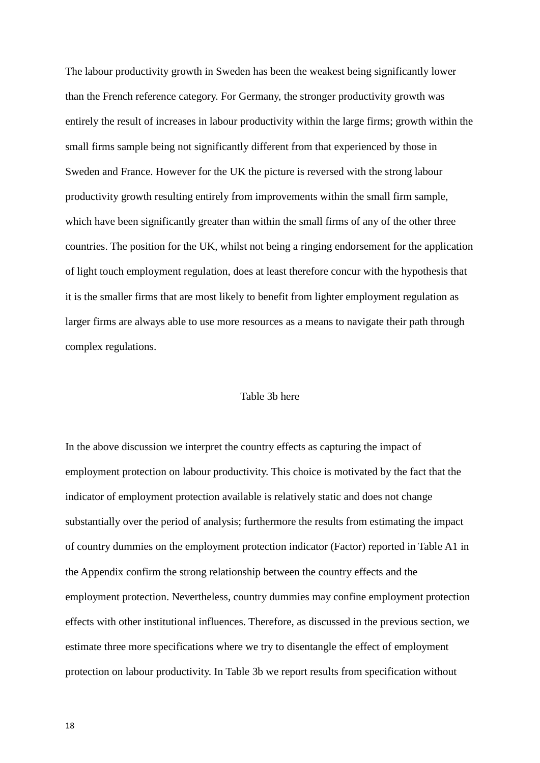The labour productivity growth in Sweden has been the weakest being significantly lower than the French reference category. For Germany, the stronger productivity growth was entirely the result of increases in labour productivity within the large firms; growth within the small firms sample being not significantly different from that experienced by those in Sweden and France. However for the UK the picture is reversed with the strong labour productivity growth resulting entirely from improvements within the small firm sample, which have been significantly greater than within the small firms of any of the other three countries. The position for the UK, whilst not being a ringing endorsement for the application of light touch employment regulation, does at least therefore concur with the hypothesis that it is the smaller firms that are most likely to benefit from lighter employment regulation as larger firms are always able to use more resources as a means to navigate their path through complex regulations.

Table 3b here

In the above discussion we interpret the country effects as capturing the impact of employment protection on labour productivity. This choice is motivated by the fact that the indicator of employment protection available is relatively static and does not change substantially over the period of analysis; furthermore the results from estimating the impact of country dummies on the employment protection indicator (Factor) reported in Table A1 in the Appendix confirm the strong relationship between the country effects and the employment protection. Nevertheless, country dummies may confine employment protection effects with other institutional influences. Therefore, as discussed in the previous section, we estimate three more specifications where we try to disentangle the effect of employment protection on labour productivity. In Table 3b we report results from specification without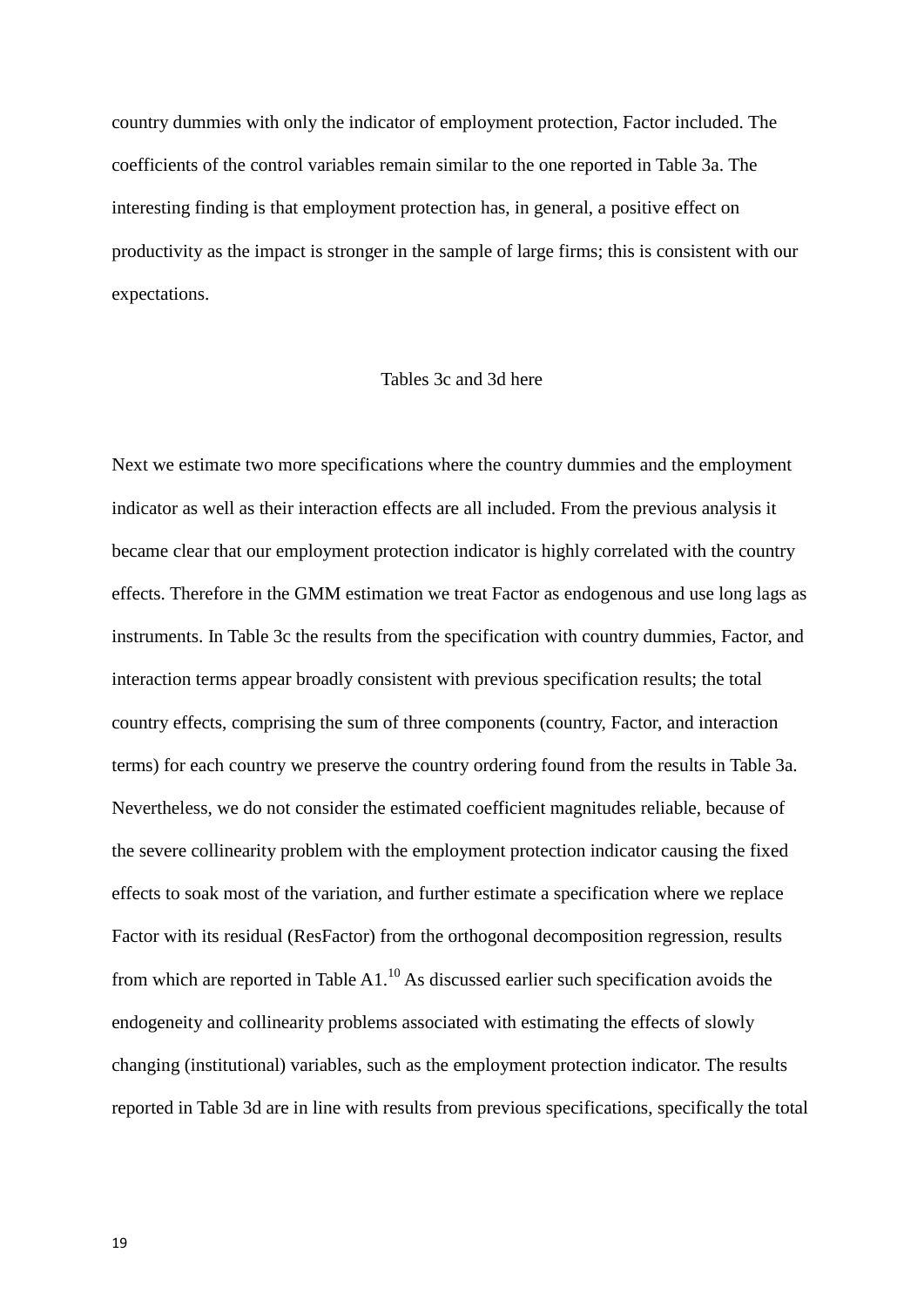country dummies with only the indicator of employment protection, Factor included. The coefficients of the control variables remain similar to the one reported in Table 3a. The interesting finding is that employment protection has, in general, a positive effect on productivity as the impact is stronger in the sample of large firms; this is consistent with our expectations.

Tables 3c and 3d here

Next we estimate two more specifications where the country dummies and the employment indicator as well as their interaction effects are all included. From the previous analysis it became clear that our employment protection indicator is highly correlated with the country effects. Therefore in the GMM estimation we treat Factor as endogenous and use long lags as instruments. In Table 3c the results from the specification with country dummies, Factor, and interaction terms appear broadly consistent with previous specification results; the total country effects, comprising the sum of three components (country, Factor, and interaction terms) for each country we preserve the country ordering found from the results in Table 3a. Nevertheless, we do not consider the estimated coefficient magnitudes reliable, because of the severe collinearity problem with the employment protection indicator causing the fixed effects to soak most of the variation, and further estimate a specification where we replace Factor with its residual (ResFactor) from the orthogonal decomposition regression, results from which are reported in Table A1.[10] As discussed earlier such specification avoids the endogeneity and collinearity problems associated with estimating the effects of slowly changing (institutional) variables, such as the employment protection indicator. The results reported in Table 3d are in line with results from previous specifications, specifically the total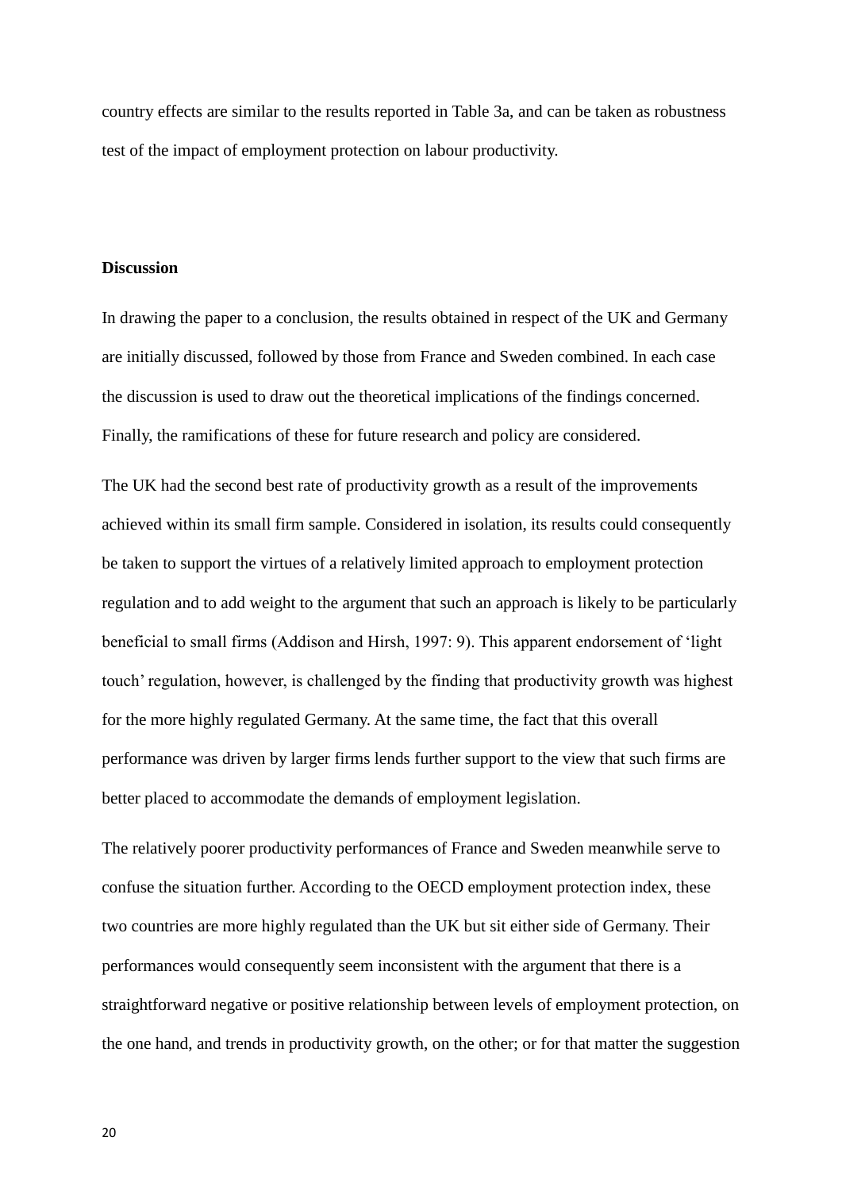country effects are similar to the results reported in Table 3a, and can be taken as robustness test of the impact of employment protection on labour productivity.

**Discussion**

In drawing the paper to a conclusion, the results obtained in respect of the UK and Germany are initially discussed, followed by those from France and Sweden combined. In each case the discussion is used to draw out the theoretical implications of the findings concerned. Finally, the ramifications of these for future research and policy are considered.

The UK had the second best rate of productivity growth as a result of the improvements achieved within its small firm sample. Considered in isolation, its results could consequently be taken to support the virtues of a relatively limited approach to employment protection regulation and to add weight to the argument that such an approach is likely to be particularly beneficial to small firms (Addison and Hirsh, 1997: 9). This apparent endorsement of 'light touch' regulation, however, is challenged by the finding that productivity growth was highest for the more highly regulated Germany. At the same time, the fact that this overall performance was driven by larger firms lends further support to the view that such firms are better placed to accommodate the demands of employment legislation.

The relatively poorer productivity performances of France and Sweden meanwhile serve to confuse the situation further. According to the OECD employment protection index, these two countries are more highly regulated than the UK but sit either side of Germany. Their performances would consequently seem inconsistent with the argument that there is a straightforward negative or positive relationship between levels of employment protection, on the one hand, and trends in productivity growth, on the other; or for that matter the suggestion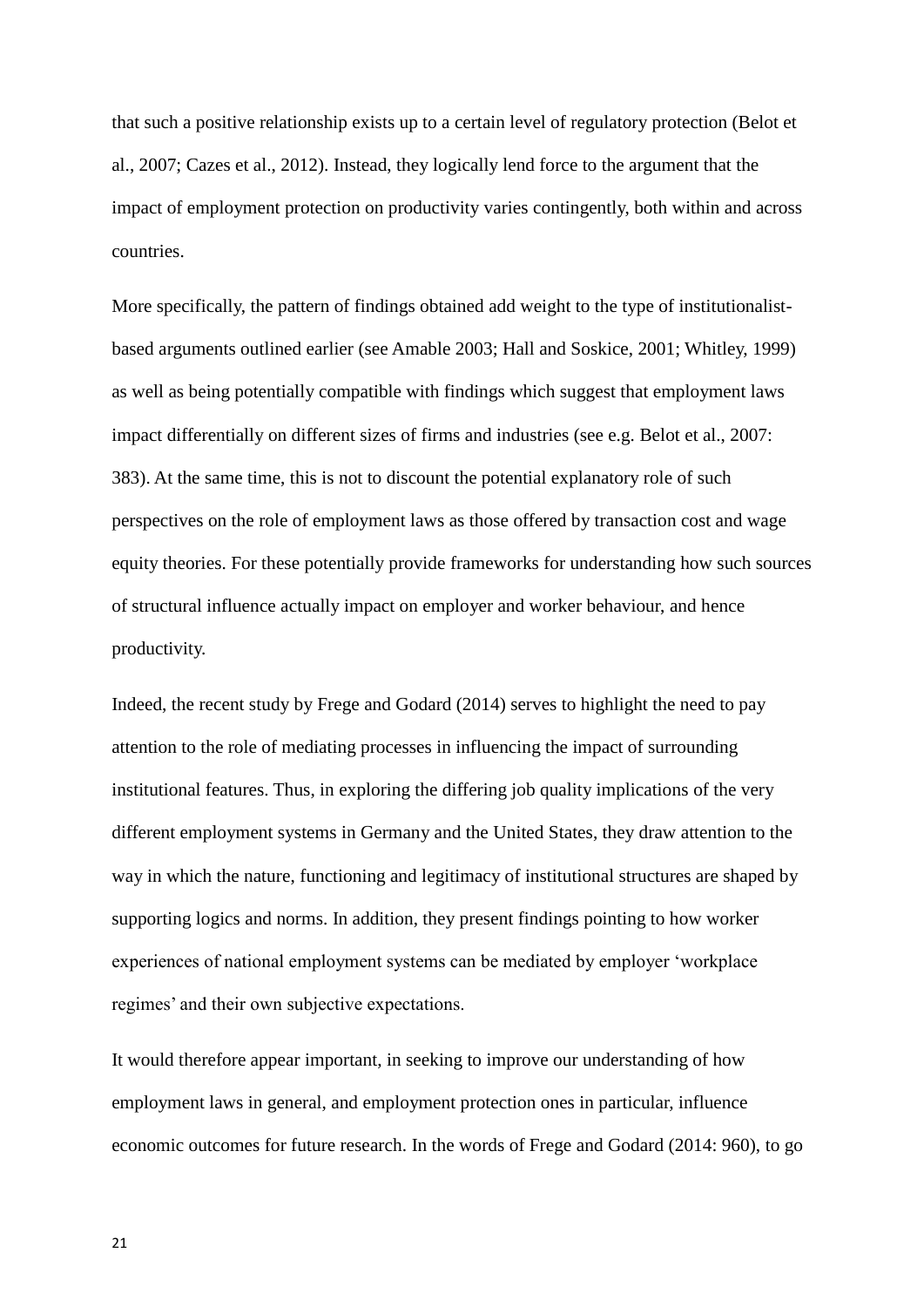that such a positive relationship exists up to a certain level of regulatory protection (Belot et al., 2007; Cazes et al., 2012). Instead, they logically lend force to the argument that the impact of employment protection on productivity varies contingently, both within and across countries.

More specifically, the pattern of findings obtained add weight to the type of institutionalist-based arguments outlined earlier (see Amable 2003; Hall and Soskice, 2001; Whitley, 1999) as well as being potentially compatible with findings which suggest that employment laws impact differentially on different sizes of firms and industries (see e.g. Belot et al., 2007: 383). At the same time, this is not to discount the potential explanatory role of such perspectives on the role of employment laws as those offered by transaction cost and wage equity theories. For these potentially provide frameworks for understanding how such sources of structural influence actually impact on employer and worker behaviour, and hence productivity.

Indeed, the recent study by Frege and Godard (2014) serves to highlight the need to pay attention to the role of mediating processes in influencing the impact of surrounding institutional features. Thus, in exploring the differing job quality implications of the very different employment systems in Germany and the United States, they draw attention to the way in which the nature, functioning and legitimacy of institutional structures are shaped by supporting logics and norms. In addition, they present findings pointing to how worker experiences of national employment systems can be mediated by employer 'workplace regimes' and their own subjective expectations.

It would therefore appear important, in seeking to improve our understanding of how employment laws in general, and employment protection ones in particular, influence economic outcomes for future research. In the words of Frege and Godard (2014: 960), to go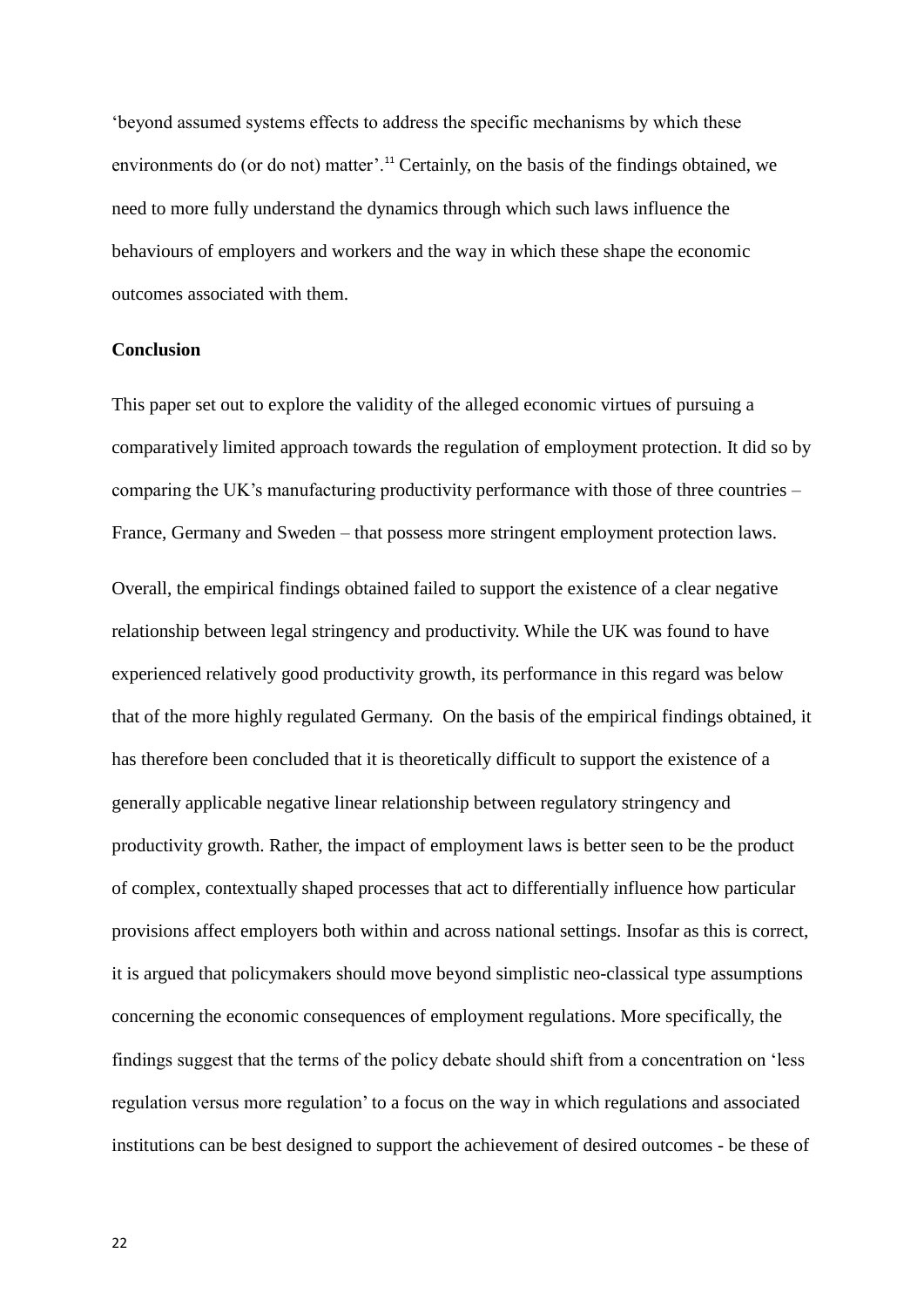'beyond assumed systems effects to address the specific mechanisms by which these environments do (or do not) matter'.[11] Certainly, on the basis of the findings obtained, we need to more fully understand the dynamics through which such laws influence the behaviours of employers and workers and the way in which these shape the economic outcomes associated with them.

**Conclusion**

This paper set out to explore the validity of the alleged economic virtues of pursuing a comparatively limited approach towards the regulation of employment protection. It did so by comparing the UK's manufacturing productivity performance with those of three countries – France, Germany and Sweden – that possess more stringent employment protection laws.

Overall, the empirical findings obtained failed to support the existence of a clear negative relationship between legal stringency and productivity. While the UK was found to have experienced relatively good productivity growth, its performance in this regard was below that of the more highly regulated Germany. On the basis of the empirical findings obtained, it has therefore been concluded that it is theoretically difficult to support the existence of a generally applicable negative linear relationship between regulatory stringency and productivity growth. Rather, the impact of employment laws is better seen to be the product of complex, contextually shaped processes that act to differentially influence how particular provisions affect employers both within and across national settings. Insofar as this is correct, it is argued that policymakers should move beyond simplistic neo-classical type assumptions concerning the economic consequences of employment regulations. More specifically, the findings suggest that the terms of the policy debate should shift from a concentration on 'less regulation versus more regulation' to a focus on the way in which regulations and associated institutions can be best designed to support the achievement of desired outcomes - be these of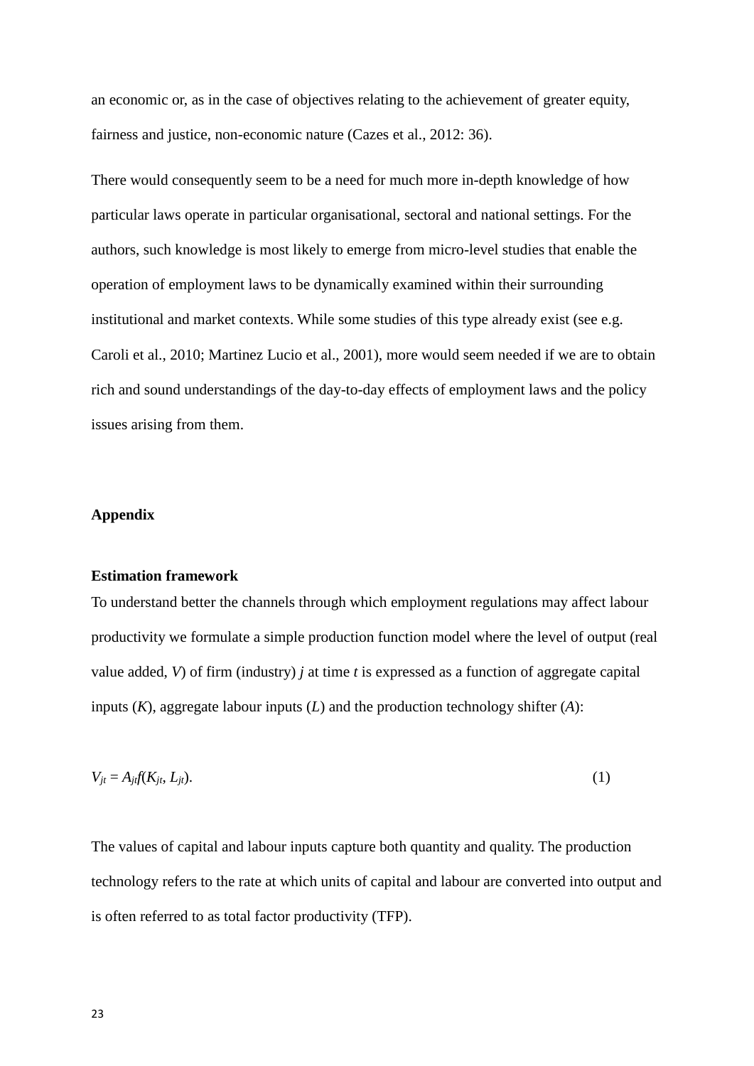an economic or, as in the case of objectives relating to the achievement of greater equity, fairness and justice, non-economic nature (Cazes et al., 2012: 36).

There would consequently seem to be a need for much more in-depth knowledge of how particular laws operate in particular organisational, sectoral and national settings. For the authors, such knowledge is most likely to emerge from micro-level studies that enable the operation of employment laws to be dynamically examined within their surrounding institutional and market contexts. While some studies of this type already exist (see e.g. Caroli et al., 2010; Martinez Lucio et al., 2001), more would seem needed if we are to obtain rich and sound understandings of the day-to-day effects of employment laws and the policy issues arising from them.

## Appendix

### Estimation framework

To understand better the channels through which employment regulations may affect labour productivity we formulate a simple production function model where the level of output (real value added, $V$) of firm (industry) $j$ at time $t$ is expressed as a function of aggregate capital inputs ($K$), aggregate labour inputs ($L$) and the production technology shifter ($A$):

$$V_{jt} = A_{jt}f(K_{jt}, L_{jt}). \qquad (1)$$

The values of capital and labour inputs capture both quantity and quality. The production technology refers to the rate at which units of capital and labour are converted into output and is often referred to as total factor productivity (TFP).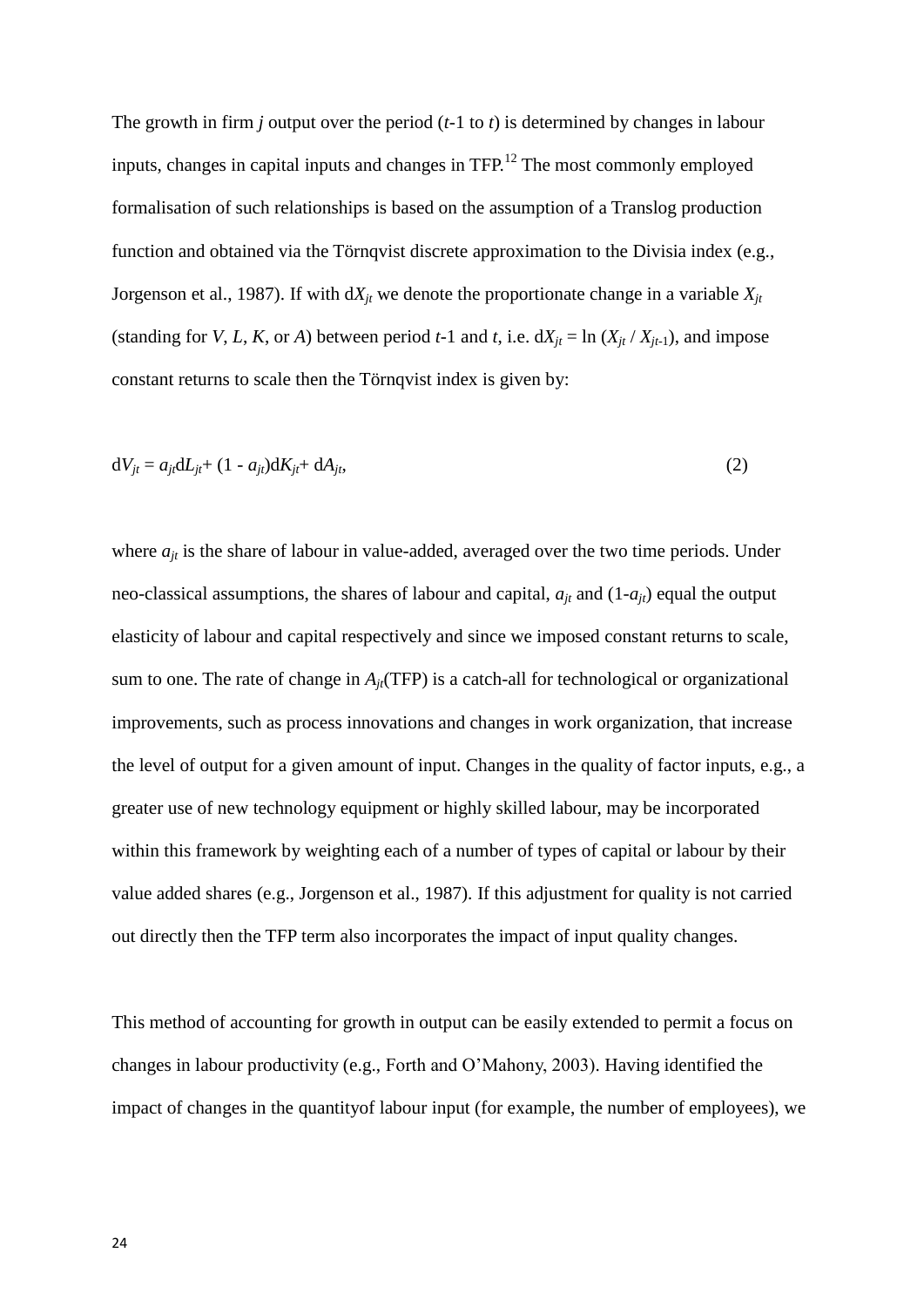The growth in firm $j$ output over the period ($t$-1 to $t$) is determined by changes in labour inputs, changes in capital inputs and changes in TFP.[12] The most commonly employed formalisation of such relationships is based on the assumption of a Translog production function and obtained via the Törnqvist discrete approximation to the Divisia index (e.g., Jorgenson et al., 1987). If with $dX_{jt}$ we denote the proportionate change in a variable $X_{jt}$ (standing for $V$, $L$, $K$, or $A$) between period $t$-1 and $t$, i.e. $dX_{jt} = \ln (X_{jt} / X_{jt-1})$, and impose constant returns to scale then the Törnqvist index is given by:

$$dV_{jt} = a_{jt}dL_{jt} + (1 - a_{jt})dK_{jt} + dA_{jt}, \tag{2}$$

where $a_{jt}$ is the share of labour in value-added, averaged over the two time periods. Under neo-classical assumptions, the shares of labour and capital, $a_{jt}$ and $(1-a_{jt})$ equal the output elasticity of labour and capital respectively and since we imposed constant returns to scale, sum to one. The rate of change in $A_{jt}$(TFP) is a catch-all for technological or organizational improvements, such as process innovations and changes in work organization, that increase the level of output for a given amount of input. Changes in the quality of factor inputs, e.g., a greater use of new technology equipment or highly skilled labour, may be incorporated within this framework by weighting each of a number of types of capital or labour by their value added shares (e.g., Jorgenson et al., 1987). If this adjustment for quality is not carried out directly then the TFP term also incorporates the impact of input quality changes.

This method of accounting for growth in output can be easily extended to permit a focus on changes in labour productivity (e.g., Forth and O'Mahony, 2003). Having identified the impact of changes in the quantityof labour input (for example, the number of employees), we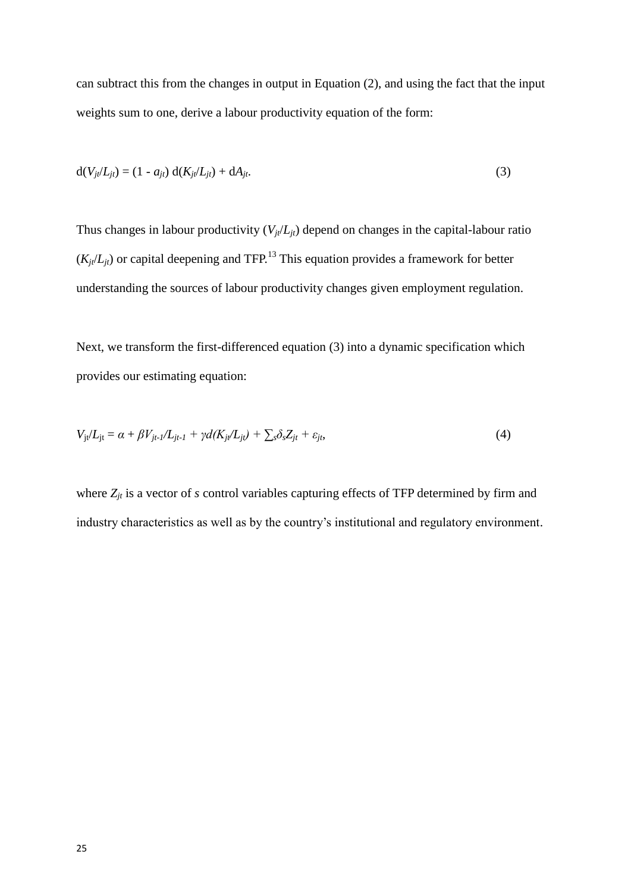can subtract this from the changes in output in Equation (2), and using the fact that the input weights sum to one, derive a labour productivity equation of the form:

$$d(V_{jt}/L_{jt}) = (1 - a_{jt})\, d(K_{jt}/L_{jt}) + dA_{jt}. \tag{3}$$

Thus changes in labour productivity ($V_{jt}/L_{jt}$) depend on changes in the capital-labour ratio ($K_{jt}/L_{jt}$) or capital deepening and TFP.[13] This equation provides a framework for better understanding the sources of labour productivity changes given employment regulation.

Next, we transform the first-differenced equation (3) into a dynamic specification which provides our estimating equation:

$$V_{jt}/L_{jt} = \alpha + \beta V_{jt-1}/L_{jt-1} + \gamma d(K_{jt}/L_{jt}) + \textstyle\sum_s \delta_s Z_{jt} + \varepsilon_{jt}, \tag{4}$$

where $Z_{jt}$ is a vector of $s$ control variables capturing effects of TFP determined by firm and industry characteristics as well as by the country's institutional and regulatory environment.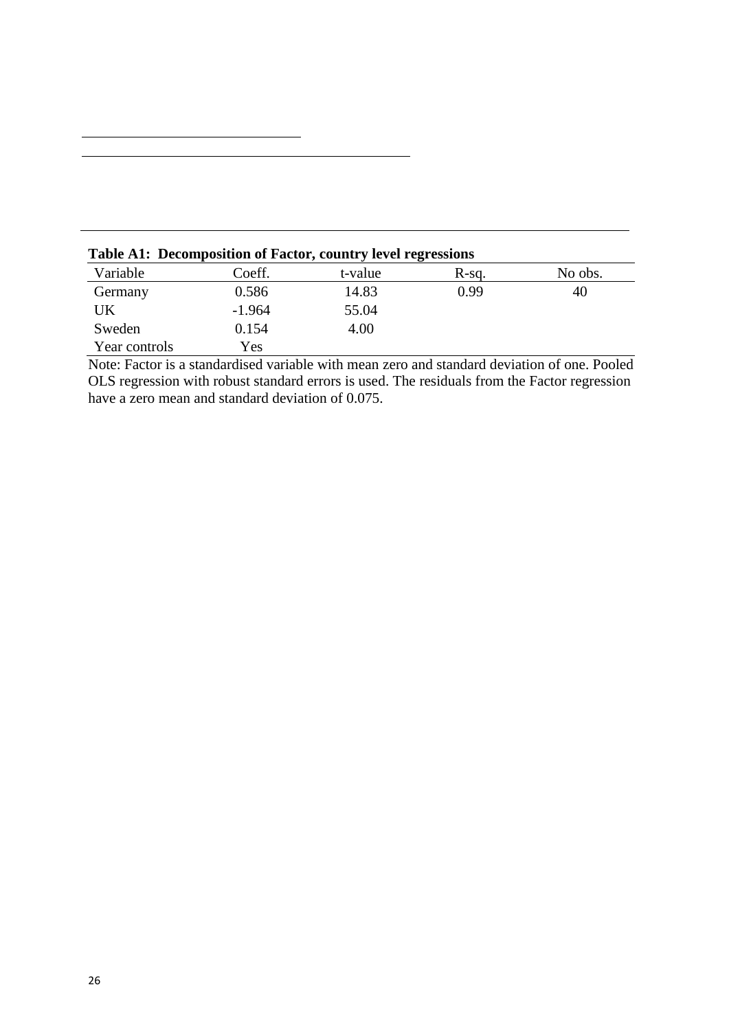**Table A1: Decomposition of Factor, country level regressions**

| Variable | Coeff. | t-value | R-sq. | No obs. |
|---|---|---|---|---|
| Germany | 0.586 | 14.83 | 0.99 | 40 |
| UK | -1.964 | 55.04 | | |
| Sweden | 0.154 | 4.00 | | |
| Year controls | Yes | | | |

Note: Factor is a standardised variable with mean zero and standard deviation of one. Pooled OLS regression with robust standard errors is used. The residuals from the Factor regression have a zero mean and standard deviation of 0.075.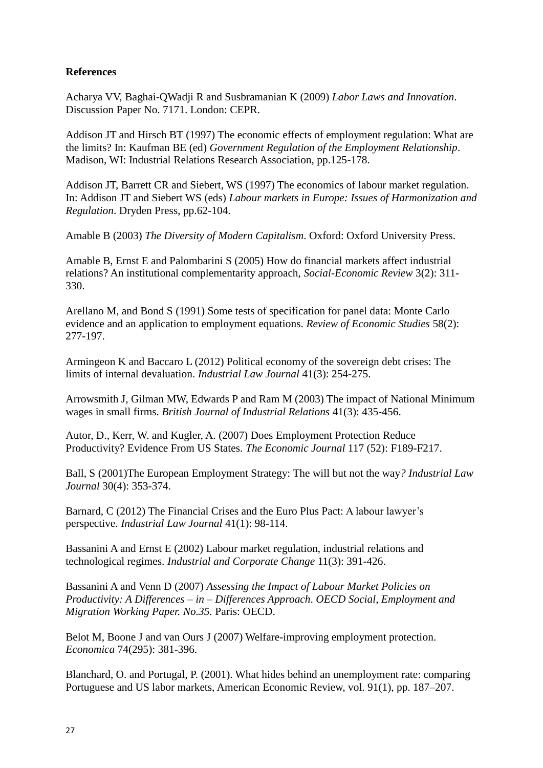**References**

Acharya VV, Baghai-QWadji R and Susbramanian K (2009) *Labor Laws and Innovation*. Discussion Paper No. 7171. London: CEPR.

Addison JT and Hirsch BT (1997) The economic effects of employment regulation: What are the limits? In: Kaufman BE (ed) *Government Regulation of the Employment Relationship*. Madison, WI: Industrial Relations Research Association, pp.125-178.

Addison JT, Barrett CR and Siebert, WS (1997) The economics of labour market regulation. In: Addison JT and Siebert WS (eds) *Labour markets in Europe: Issues of Harmonization and Regulation*. Dryden Press, pp.62-104.

Amable B (2003) *The Diversity of Modern Capitalism*. Oxford: Oxford University Press.

Amable B, Ernst E and Palombarini S (2005) How do financial markets affect industrial relations? An institutional complementarity approach, *Social-Economic Review* 3(2): 311-330.

Arellano M, and Bond S (1991) Some tests of specification for panel data: Monte Carlo evidence and an application to employment equations. *Review of Economic Studies* 58(2): 277-197.

Armingeon K and Baccaro L (2012) Political economy of the sovereign debt crises: The limits of internal devaluation. *Industrial Law Journal* 41(3): 254-275.

Arrowsmith J, Gilman MW, Edwards P and Ram M (2003) The impact of National Minimum wages in small firms. *British Journal of Industrial Relations* 41(3): 435-456.

Autor, D., Kerr, W. and Kugler, A. (2007) Does Employment Protection Reduce Productivity? Evidence From US States. *The Economic Journal* 117 (52): F189-F217.

Ball, S (2001)The European Employment Strategy: The will but not the way*? Industrial Law Journal* 30(4): 353-374.

Barnard, C (2012) The Financial Crises and the Euro Plus Pact: A labour lawyer's perspective. *Industrial Law Journal* 41(1): 98-114.

Bassanini A and Ernst E (2002) Labour market regulation, industrial relations and technological regimes. *Industrial and Corporate Change* 11(3): 391-426.

Bassanini A and Venn D (2007) *Assessing the Impact of Labour Market Policies on Productivity: A Differences – in – Differences Approach. OECD Social, Employment and Migration Working Paper. No.35.* Paris: OECD.

Belot M, Boone J and van Ours J (2007) Welfare-improving employment protection. *Economica* 74(295): 381-396.

Blanchard, O. and Portugal, P. (2001). What hides behind an unemployment rate: comparing Portuguese and US labor markets, American Economic Review, vol. 91(1), pp. 187–207.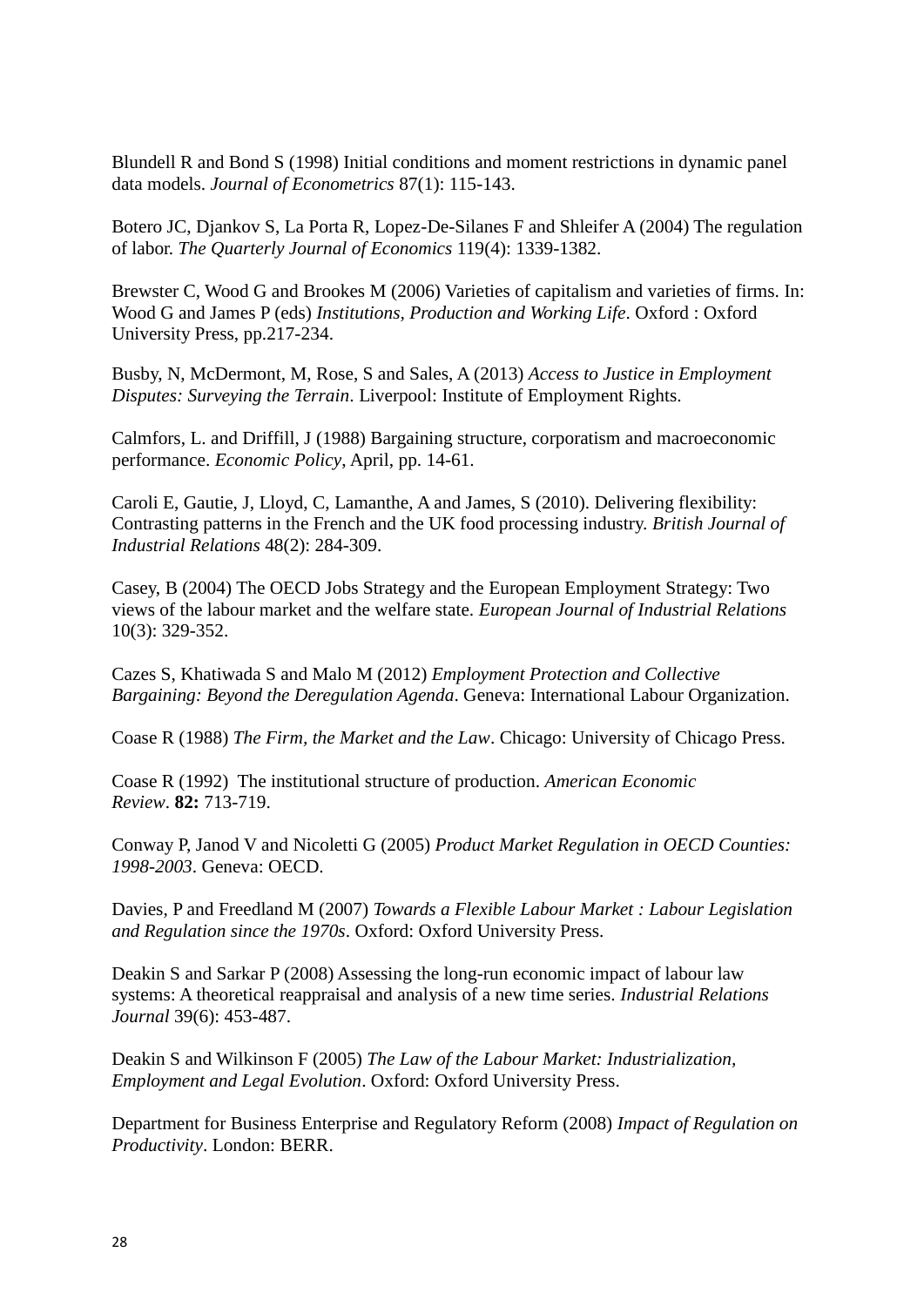Blundell R and Bond S (1998) Initial conditions and moment restrictions in dynamic panel data models. *Journal of Econometrics* 87(1): 115-143.

Botero JC, Djankov S, La Porta R, Lopez-De-Silanes F and Shleifer A (2004) The regulation of labor. *The Quarterly Journal of Economics* 119(4): 1339-1382.

Brewster C, Wood G and Brookes M (2006) Varieties of capitalism and varieties of firms. In: Wood G and James P (eds) *Institutions, Production and Working Life*. Oxford : Oxford University Press, pp.217-234.

Busby, N, McDermont, M, Rose, S and Sales, A (2013) *Access to Justice in Employment Disputes: Surveying the Terrain*. Liverpool: Institute of Employment Rights.

Calmfors, L. and Driffill, J (1988) Bargaining structure, corporatism and macroeconomic performance. *Economic Policy*, April, pp. 14-61.

Caroli E, Gautie, J, Lloyd, C, Lamanthe, A and James, S (2010). Delivering flexibility: Contrasting patterns in the French and the UK food processing industry. *British Journal of Industrial Relations* 48(2): 284-309.

Casey, B (2004) The OECD Jobs Strategy and the European Employment Strategy: Two views of the labour market and the welfare state. *European Journal of Industrial Relations* 10(3): 329-352.

Cazes S, Khatiwada S and Malo M (2012) *Employment Protection and Collective Bargaining: Beyond the Deregulation Agenda*. Geneva: International Labour Organization.

Coase R (1988) *The Firm, the Market and the Law*. Chicago: University of Chicago Press.

Coase R (1992) The institutional structure of production. *American Economic Review*. **82:** 713-719.

Conway P, Janod V and Nicoletti G (2005) *Product Market Regulation in OECD Counties: 1998-2003*. Geneva: OECD.

Davies, P and Freedland M (2007) *Towards a Flexible Labour Market : Labour Legislation and Regulation since the 1970s*. Oxford: Oxford University Press.

Deakin S and Sarkar P (2008) Assessing the long-run economic impact of labour law systems: A theoretical reappraisal and analysis of a new time series. *Industrial Relations Journal* 39(6): 453-487.

Deakin S and Wilkinson F (2005) *The Law of the Labour Market: Industrialization, Employment and Legal Evolution*. Oxford: Oxford University Press.

Department for Business Enterprise and Regulatory Reform (2008) *Impact of Regulation on Productivity*. London: BERR.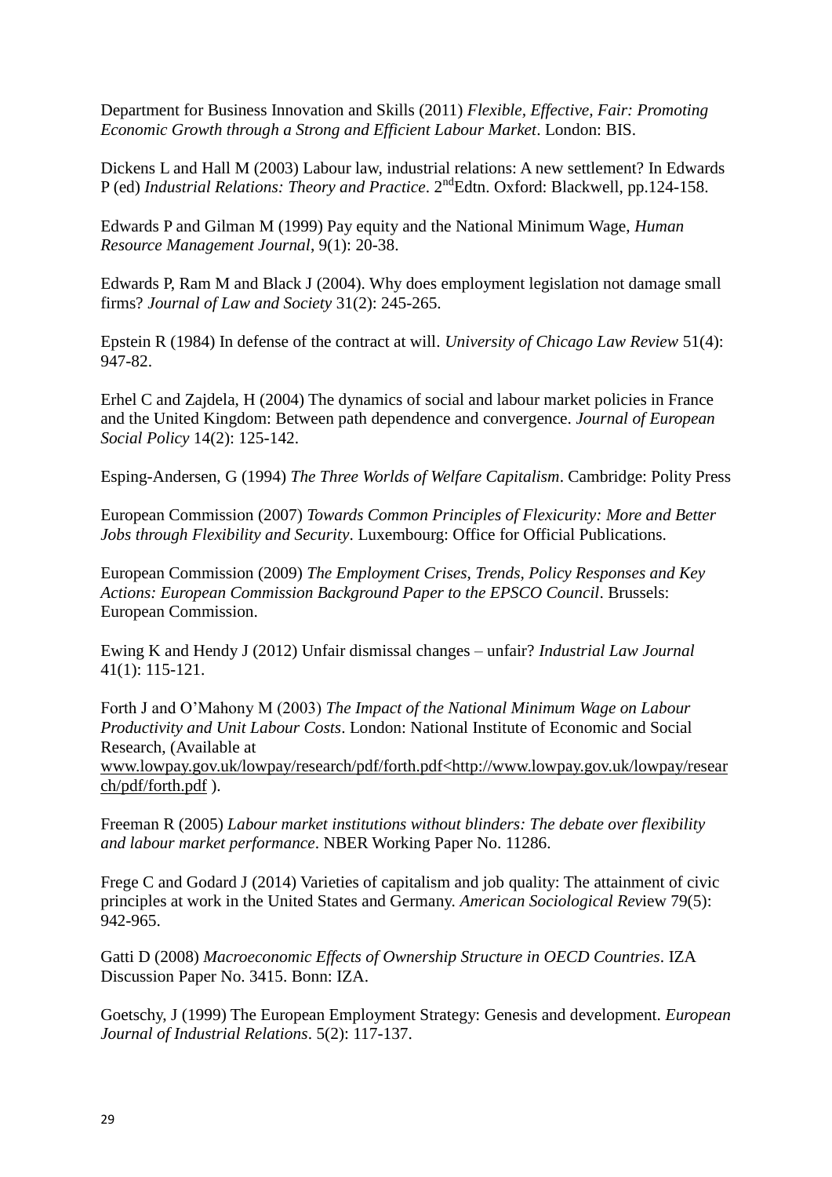Department for Business Innovation and Skills (2011) *Flexible, Effective, Fair: Promoting Economic Growth through a Strong and Efficient Labour Market*. London: BIS.

Dickens L and Hall M (2003) Labour law, industrial relations: A new settlement? In Edwards P (ed) *Industrial Relations: Theory and Practice*. 2ndEdtn. Oxford: Blackwell, pp.124-158.

Edwards P and Gilman M (1999) Pay equity and the National Minimum Wage, *Human Resource Management Journal*, 9(1): 20-38.

Edwards P, Ram M and Black J (2004). Why does employment legislation not damage small firms? *Journal of Law and Society* 31(2): 245-265.

Epstein R (1984) In defense of the contract at will. *University of Chicago Law Review* 51(4): 947-82.

Erhel C and Zajdela, H (2004) The dynamics of social and labour market policies in France and the United Kingdom: Between path dependence and convergence. *Journal of European Social Policy* 14(2): 125-142.

Esping-Andersen, G (1994) *The Three Worlds of Welfare Capitalism*. Cambridge: Polity Press

European Commission (2007) *Towards Common Principles of Flexicurity: More and Better Jobs through Flexibility and Security*. Luxembourg: Office for Official Publications.

European Commission (2009) *The Employment Crises, Trends, Policy Responses and Key Actions: European Commission Background Paper to the EPSCO Council*. Brussels: European Commission.

Ewing K and Hendy J (2012) Unfair dismissal changes – unfair? *Industrial Law Journal* 41(1): 115-121.

Forth J and O'Mahony M (2003) *The Impact of the National Minimum Wage on Labour Productivity and Unit Labour Costs*. London: National Institute of Economic and Social Research, (Available at www.lowpay.gov.uk/lowpay/research/pdf/forth.pdf<http://www.lowpay.gov.uk/lowpay/research/pdf/forth.pdf ).

Freeman R (2005) *Labour market institutions without blinders: The debate over flexibility and labour market performance*. NBER Working Paper No. 11286.

Frege C and Godard J (2014) Varieties of capitalism and job quality: The attainment of civic principles at work in the United States and Germany. *American Sociological Rev*iew 79(5): 942-965.

Gatti D (2008) *Macroeconomic Effects of Ownership Structure in OECD Countries*. IZA Discussion Paper No. 3415. Bonn: IZA.

Goetschy, J (1999) The European Employment Strategy: Genesis and development. *European Journal of Industrial Relations*. 5(2): 117-137.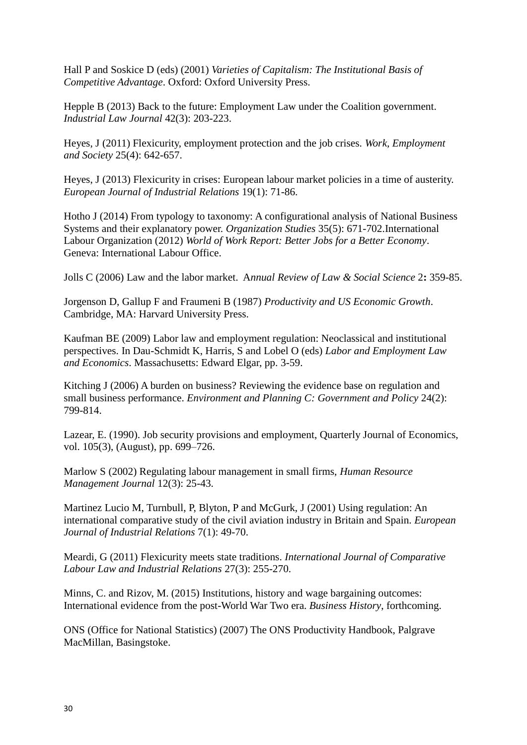Hall P and Soskice D (eds) (2001) *Varieties of Capitalism: The Institutional Basis of Competitive Advantage*. Oxford: Oxford University Press.

Hepple B (2013) Back to the future: Employment Law under the Coalition government. *Industrial Law Journal* 42(3): 203-223.

Heyes, J (2011) Flexicurity, employment protection and the job crises. *Work, Employment and Society* 25(4): 642-657.

Heyes, J (2013) Flexicurity in crises: European labour market policies in a time of austerity. *European Journal of Industrial Relations* 19(1): 71-86.

Hotho J (2014) From typology to taxonomy: A configurational analysis of National Business Systems and their explanatory power. *Organization Studies* 35(5): 671-702.International Labour Organization (2012) *World of Work Report: Better Jobs for a Better Economy*. Geneva: International Labour Office.

Jolls C (2006) Law and the labor market. A*nnual Review of Law & Social Science* 2**:** 359-85.

Jorgenson D, Gallup F and Fraumeni B (1987) *Productivity and US Economic Growth*. Cambridge, MA: Harvard University Press.

Kaufman BE (2009) Labor law and employment regulation: Neoclassical and institutional perspectives. In Dau-Schmidt K, Harris, S and Lobel O (eds) *Labor and Employment Law and Economics*. Massachusetts: Edward Elgar, pp. 3-59.

Kitching J (2006) A burden on business? Reviewing the evidence base on regulation and small business performance. *Environment and Planning C: Government and Policy* 24(2): 799-814.

Lazear, E. (1990). Job security provisions and employment, Quarterly Journal of Economics, vol. 105(3), (August), pp. 699–726.

Marlow S (2002) Regulating labour management in small firms, *Human Resource Management Journal* 12(3): 25-43.

Martinez Lucio M, Turnbull, P, Blyton, P and McGurk, J (2001) Using regulation: An international comparative study of the civil aviation industry in Britain and Spain. *European Journal of Industrial Relations* 7(1): 49-70.

Meardi, G (2011) Flexicurity meets state traditions. *International Journal of Comparative Labour Law and Industrial Relations* 27(3): 255-270.

Minns, C. and Rizov, M. (2015) Institutions, history and wage bargaining outcomes: International evidence from the post-World War Two era. *Business History*, forthcoming.

ONS (Office for National Statistics) (2007) The ONS Productivity Handbook, Palgrave MacMillan, Basingstoke.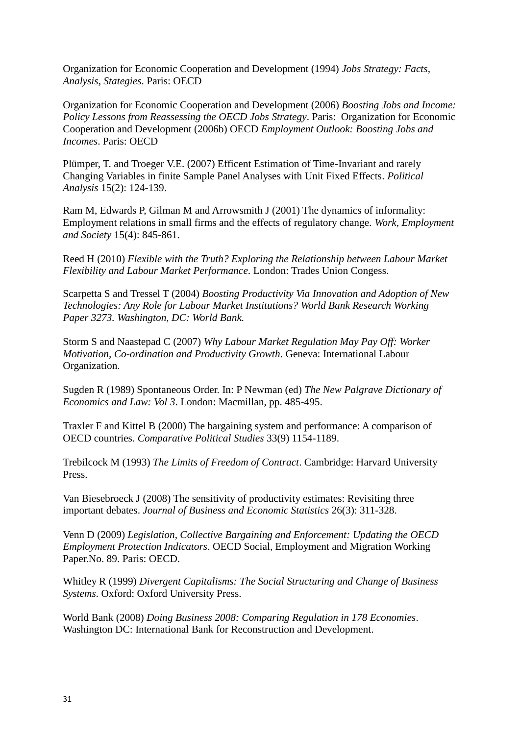Organization for Economic Cooperation and Development (1994) *Jobs Strategy: Facts, Analysis, Stategies*. Paris: OECD

Organization for Economic Cooperation and Development (2006) *Boosting Jobs and Income: Policy Lessons from Reassessing the OECD Jobs Strategy*. Paris: Organization for Economic Cooperation and Development (2006b) OECD *Employment Outlook: Boosting Jobs and Incomes*. Paris: OECD

Plümper, T. and Troeger V.E. (2007) Efficent Estimation of Time-Invariant and rarely Changing Variables in finite Sample Panel Analyses with Unit Fixed Effects. *Political Analysis* 15(2): 124-139.

Ram M, Edwards P, Gilman M and Arrowsmith J (2001) The dynamics of informality: Employment relations in small firms and the effects of regulatory change. *Work, Employment and Society* 15(4): 845-861.

Reed H (2010) *Flexible with the Truth? Exploring the Relationship between Labour Market Flexibility and Labour Market Performance*. London: Trades Union Congess.

Scarpetta S and Tressel T (2004) *Boosting Productivity Via Innovation and Adoption of New Technologies: Any Role for Labour Market Institutions? World Bank Research Working Paper 3273. Washington, DC: World Bank.*

Storm S and Naastepad C (2007) *Why Labour Market Regulation May Pay Off: Worker Motivation, Co-ordination and Productivity Growth*. Geneva: International Labour Organization.

Sugden R (1989) Spontaneous Order. In: P Newman (ed) *The New Palgrave Dictionary of Economics and Law: Vol 3*. London: Macmillan, pp. 485-495.

Traxler F and Kittel B (2000) The bargaining system and performance: A comparison of OECD countries. *Comparative Political Studies* 33(9) 1154-1189.

Trebilcock M (1993) *The Limits of Freedom of Contract*. Cambridge: Harvard University Press.

Van Biesebroeck J (2008) The sensitivity of productivity estimates: Revisiting three important debates. *Journal of Business and Economic Statistics* 26(3): 311-328.

Venn D (2009) *Legislation, Collective Bargaining and Enforcement: Updating the OECD Employment Protection Indicators*. OECD Social, Employment and Migration Working Paper.No. 89. Paris: OECD.

Whitley R (1999) *Divergent Capitalisms: The Social Structuring and Change of Business Systems*. Oxford: Oxford University Press.

World Bank (2008) *Doing Business 2008: Comparing Regulation in 178 Economies*. Washington DC: International Bank for Reconstruction and Development.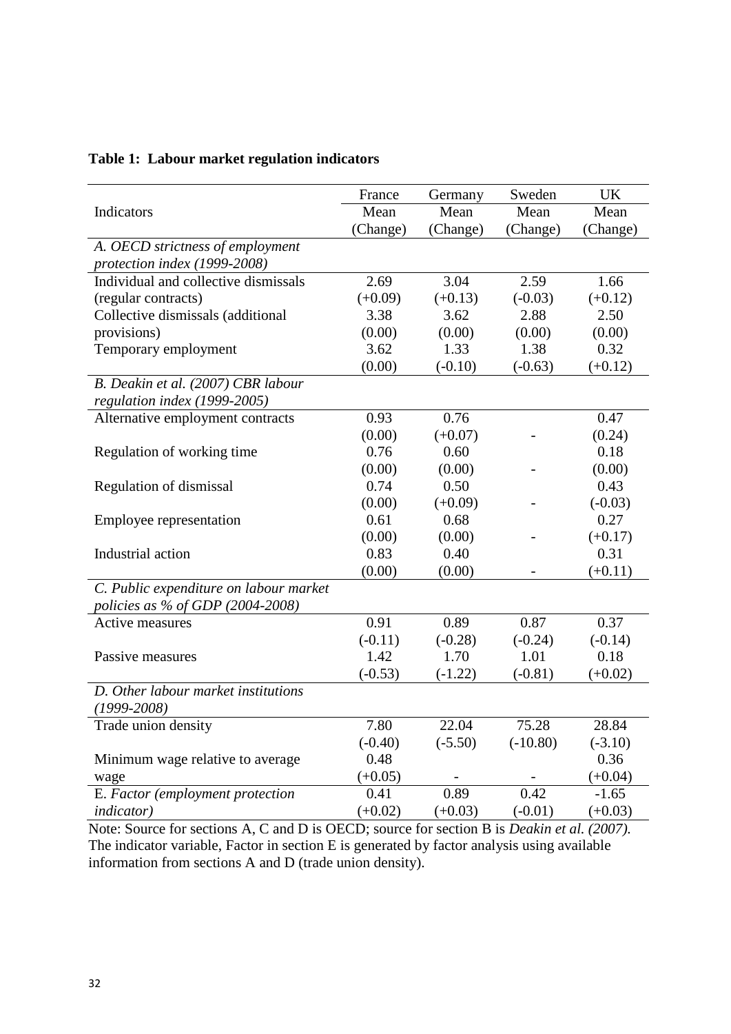**Table 1: Labour market regulation indicators**

| Indicators | France Mean (Change) | Germany Mean (Change) | Sweden Mean (Change) | UK Mean (Change) |
|---|---|---|---|---|
| *A. OECD strictness of employment protection index (1999-2008)* | | | | |
| Individual and collective dismissals (regular contracts) | 2.69 (+0.09) | 3.04 (+0.13) | 2.59 (-0.03) | 1.66 (+0.12) |
| Collective dismissals (additional provisions) | 3.38 (0.00) | 3.62 (0.00) | 2.88 (0.00) | 2.50 (0.00) |
| Temporary employment | 3.62 (0.00) | 1.33 (-0.10) | 1.38 (-0.63) | 0.32 (+0.12) |
| *B. Deakin et al. (2007) CBR labour regulation index (1999-2005)* | | | | |
| Alternative employment contracts | 0.93 (0.00) | 0.76 (+0.07) | - | 0.47 (0.24) |
| Regulation of working time | 0.76 (0.00) | 0.60 (0.00) | - | 0.18 (0.00) |
| Regulation of dismissal | 0.74 (0.00) | 0.50 (+0.09) | - | 0.43 (-0.03) |
| Employee representation | 0.61 (0.00) | 0.68 (0.00) | - | 0.27 (+0.17) |
| Industrial action | 0.83 (0.00) | 0.40 (0.00) | - | 0.31 (+0.11) |
| *C. Public expenditure on labour market policies as % of GDP (2004-2008)* | | | | |
| Active measures | 0.91 (-0.11) | 0.89 (-0.28) | 0.87 (-0.24) | 0.37 (-0.14) |
| Passive measures | 1.42 (-0.53) | 1.70 (-1.22) | 1.01 (-0.81) | 0.18 (+0.02) |
| *D. Other labour market institutions (1999-2008)* | | | | |
| Trade union density | 7.80 (-0.40) | 22.04 (-5.50) | 75.28 (-10.80) | 28.84 (-3.10) |
| Minimum wage relative to average wage | 0.48 (+0.05) | - | - | 0.36 (+0.04) |
| E. *Factor (employment protection indicator)* | 0.41 (+0.02) | 0.89 (+0.03) | 0.42 (-0.01) | -1.65 (+0.03) |

Note: Source for sections A, C and D is OECD; source for section B is *Deakin et al. (2007).* The indicator variable, Factor in section E is generated by factor analysis using available information from sections A and D (trade union density).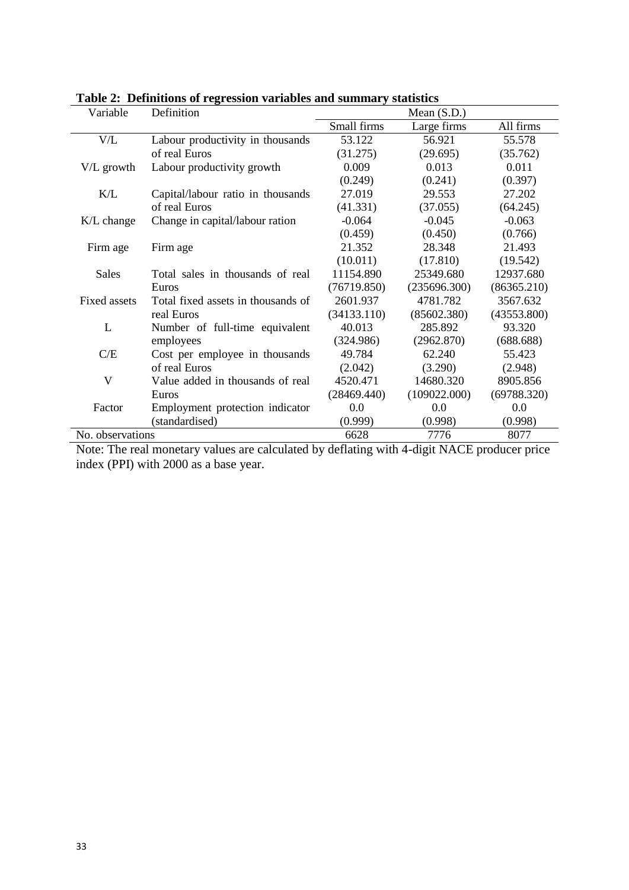**Table 2: Definitions of regression variables and summary statistics**

| Variable | Definition | Mean (S.D.) | | |
|---|---|---|---|---|
| | | Small firms | Large firms | All firms |
| V/L | Labour productivity in thousands of real Euros | 53.122 | 56.921 | 55.578 |
| | | (31.275) | (29.695) | (35.762) |
| V/L growth | Labour productivity growth | 0.009 | 0.013 | 0.011 |
| | | (0.249) | (0.241) | (0.397) |
| K/L | Capital/labour ratio in thousands of real Euros | 27.019 | 29.553 | 27.202 |
| | | (41.331) | (37.055) | (64.245) |
| K/L change | Change in capital/labour ration | -0.064 | -0.045 | -0.063 |
| | | (0.459) | (0.450) | (0.766) |
| Firm age | Firm age | 21.352 | 28.348 | 21.493 |
| | | (10.011) | (17.810) | (19.542) |
| Sales | Total sales in thousands of real Euros | 11154.890 | 25349.680 | 12937.680 |
| | | (76719.850) | (235696.300) | (86365.210) |
| Fixed assets | Total fixed assets in thousands of real Euros | 2601.937 | 4781.782 | 3567.632 |
| | | (34133.110) | (85602.380) | (43553.800) |
| L | Number of full-time equivalent employees | 40.013 | 285.892 | 93.320 |
| | | (324.986) | (2962.870) | (688.688) |
| C/E | Cost per employee in thousands of real Euros | 49.784 | 62.240 | 55.423 |
| | | (2.042) | (3.290) | (2.948) |
| V | Value added in thousands of real Euros | 4520.471 | 14680.320 | 8905.856 |
| | | (28469.440) | (109022.000) | (69788.320) |
| Factor | Employment protection indicator (standardised) | 0.0 | 0.0 | 0.0 |
| | | (0.999) | (0.998) | (0.998) |
| No. observations | | 6628 | 7776 | 8077 |

Note: The real monetary values are calculated by deflating with 4-digit NACE producer price index (PPI) with 2000 as a base year.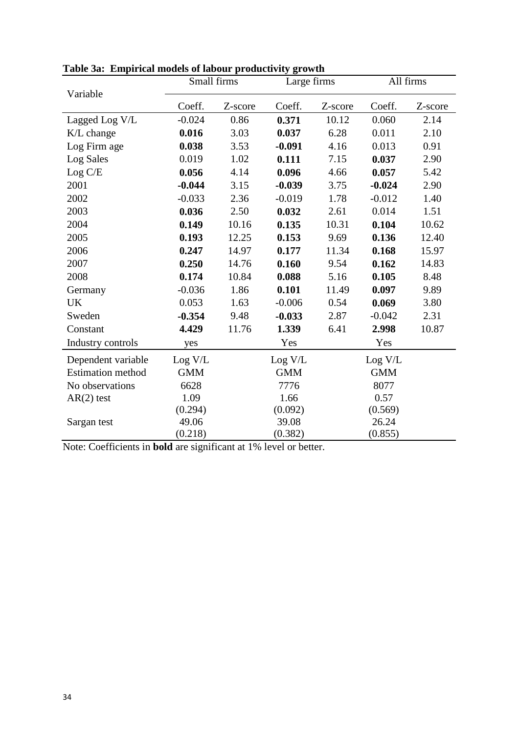**Table 3a: Empirical models of labour productivity growth**

| Variable | Small firms | | Large firms | | All firms | |
|---|---|---|---|---|---|---|
| | Coeff. | Z-score | Coeff. | Z-score | Coeff. | Z-score |
| Lagged Log V/L | -0.024 | 0.86 | **0.371** | 10.12 | 0.060 | 2.14 |
| K/L change | **0.016** | 3.03 | **0.037** | 6.28 | 0.011 | 2.10 |
| Log Firm age | **0.038** | 3.53 | **-0.091** | 4.16 | 0.013 | 0.91 |
| Log Sales | 0.019 | 1.02 | **0.111** | 7.15 | **0.037** | 2.90 |
| Log C/E | **0.056** | 4.14 | **0.096** | 4.66 | **0.057** | 5.42 |
| 2001 | **-0.044** | 3.15 | **-0.039** | 3.75 | **-0.024** | 2.90 |
| 2002 | -0.033 | 2.36 | -0.019 | 1.78 | -0.012 | 1.40 |
| 2003 | **0.036** | 2.50 | **0.032** | 2.61 | 0.014 | 1.51 |
| 2004 | **0.149** | 10.16 | **0.135** | 10.31 | **0.104** | 10.62 |
| 2005 | **0.193** | 12.25 | **0.153** | 9.69 | **0.136** | 12.40 |
| 2006 | **0.247** | 14.97 | **0.177** | 11.34 | **0.168** | 15.97 |
| 2007 | **0.250** | 14.76 | **0.160** | 9.54 | **0.162** | 14.83 |
| 2008 | **0.174** | 10.84 | **0.088** | 5.16 | **0.105** | 8.48 |
| Germany | -0.036 | 1.86 | **0.101** | 11.49 | **0.097** | 9.89 |
| UK | 0.053 | 1.63 | -0.006 | 0.54 | **0.069** | 3.80 |
| Sweden | **-0.354** | 9.48 | **-0.033** | 2.87 | -0.042 | 2.31 |
| Constant | **4.429** | 11.76 | **1.339** | 6.41 | **2.998** | 10.87 |
| Industry controls | yes | | Yes | | Yes | |
| Dependent variable | Log V/L | | Log V/L | | Log V/L | |
| Estimation method | GMM | | GMM | | GMM | |
| No observations | 6628 | | 7776 | | 8077 | |
| AR(2) test | 1.09 | | 1.66 | | 0.57 | |
| | (0.294) | | (0.092) | | (0.569) | |
| Sargan test | 49.06 | | 39.08 | | 26.24 | |
| | (0.218) | | (0.382) | | (0.855) | |

Note: Coefficients in **bold** are significant at 1% level or better.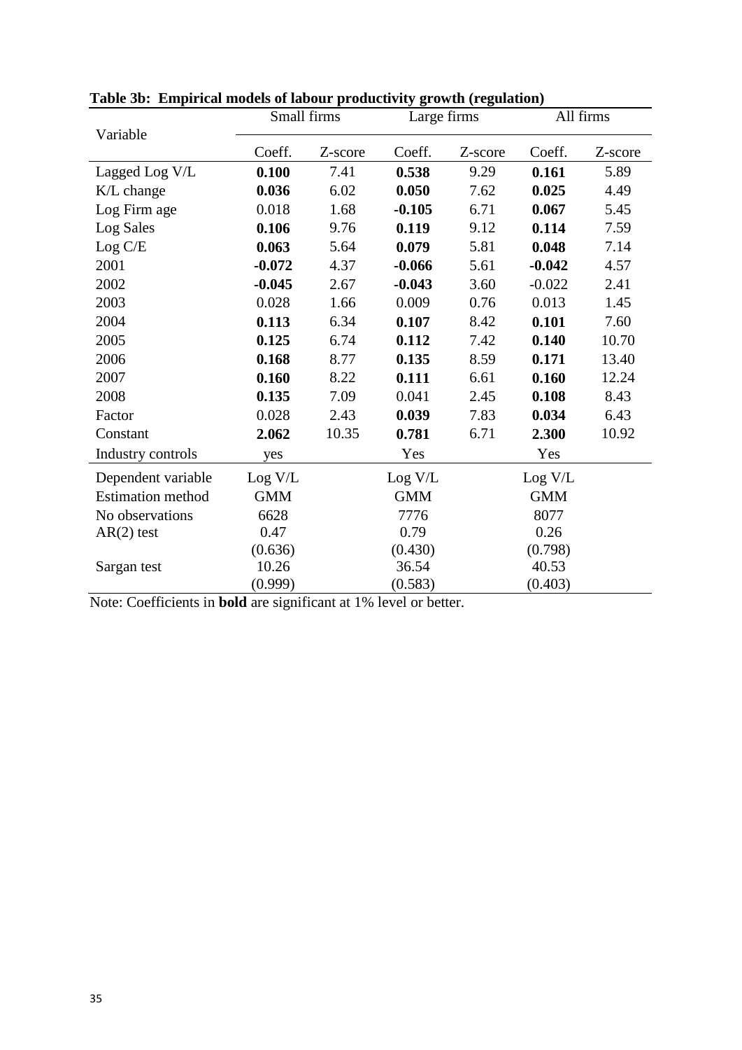**Table 3b: Empirical models of labour productivity growth (regulation)**

| Variable | Small firms | | Large firms | | All firms | |
|---|---|---|---|---|---|---|
| | Coeff. | Z-score | Coeff. | Z-score | Coeff. | Z-score |
| Lagged Log V/L | **0.100** | 7.41 | **0.538** | 9.29 | **0.161** | 5.89 |
| K/L change | **0.036** | 6.02 | **0.050** | 7.62 | **0.025** | 4.49 |
| Log Firm age | 0.018 | 1.68 | **-0.105** | 6.71 | **0.067** | 5.45 |
| Log Sales | **0.106** | 9.76 | **0.119** | 9.12 | **0.114** | 7.59 |
| Log C/E | **0.063** | 5.64 | **0.079** | 5.81 | **0.048** | 7.14 |
| 2001 | **-0.072** | 4.37 | **-0.066** | 5.61 | **-0.042** | 4.57 |
| 2002 | **-0.045** | 2.67 | **-0.043** | 3.60 | -0.022 | 2.41 |
| 2003 | 0.028 | 1.66 | 0.009 | 0.76 | 0.013 | 1.45 |
| 2004 | **0.113** | 6.34 | **0.107** | 8.42 | **0.101** | 7.60 |
| 2005 | **0.125** | 6.74 | **0.112** | 7.42 | **0.140** | 10.70 |
| 2006 | **0.168** | 8.77 | **0.135** | 8.59 | **0.171** | 13.40 |
| 2007 | **0.160** | 8.22 | **0.111** | 6.61 | **0.160** | 12.24 |
| 2008 | **0.135** | 7.09 | 0.041 | 2.45 | **0.108** | 8.43 |
| Factor | 0.028 | 2.43 | **0.039** | 7.83 | **0.034** | 6.43 |
| Constant | **2.062** | 10.35 | **0.781** | 6.71 | **2.300** | 10.92 |
| Industry controls | yes | | Yes | | Yes | |
| Dependent variable | Log V/L | | Log V/L | | Log V/L | |
| Estimation method | GMM | | GMM | | GMM | |
| No observations | 6628 | | 7776 | | 8077 | |
| AR(2) test | 0.47 | | 0.79 | | 0.26 | |
| | (0.636) | | (0.430) | | (0.798) | |
| Sargan test | 10.26 | | 36.54 | | 40.53 | |
| | (0.999) | | (0.583) | | (0.403) | |

Note: Coefficients in **bold** are significant at 1% level or better.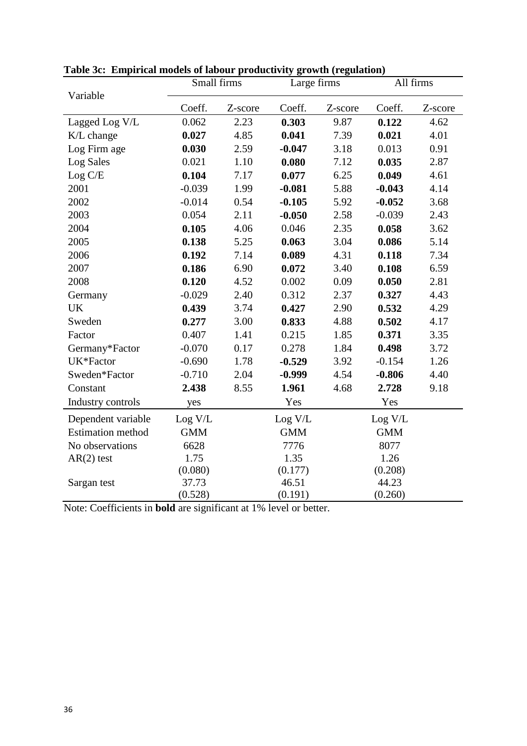**Table 3c: Empirical models of labour productivity growth (regulation)**

| Variable | Small firms | | Large firms | | All firms | |
|---|---|---|---|---|---|---|
| | Coeff. | Z-score | Coeff. | Z-score | Coeff. | Z-score |
| Lagged Log V/L | 0.062 | 2.23 | **0.303** | 9.87 | **0.122** | 4.62 |
| K/L change | **0.027** | 4.85 | **0.041** | 7.39 | **0.021** | 4.01 |
| Log Firm age | **0.030** | 2.59 | **-0.047** | 3.18 | 0.013 | 0.91 |
| Log Sales | 0.021 | 1.10 | **0.080** | 7.12 | **0.035** | 2.87 |
| Log C/E | **0.104** | 7.17 | **0.077** | 6.25 | **0.049** | 4.61 |
| 2001 | -0.039 | 1.99 | **-0.081** | 5.88 | **-0.043** | 4.14 |
| 2002 | -0.014 | 0.54 | **-0.105** | 5.92 | **-0.052** | 3.68 |
| 2003 | 0.054 | 2.11 | **-0.050** | 2.58 | -0.039 | 2.43 |
| 2004 | **0.105** | 4.06 | 0.046 | 2.35 | **0.058** | 3.62 |
| 2005 | **0.138** | 5.25 | **0.063** | 3.04 | **0.086** | 5.14 |
| 2006 | **0.192** | 7.14 | **0.089** | 4.31 | **0.118** | 7.34 |
| 2007 | **0.186** | 6.90 | **0.072** | 3.40 | **0.108** | 6.59 |
| 2008 | **0.120** | 4.52 | 0.002 | 0.09 | **0.050** | 2.81 |
| Germany | -0.029 | 2.40 | 0.312 | 2.37 | **0.327** | 4.43 |
| UK | **0.439** | 3.74 | **0.427** | 2.90 | **0.532** | 4.29 |
| Sweden | **0.277** | 3.00 | **0.833** | 4.88 | **0.502** | 4.17 |
| Factor | 0.407 | 1.41 | 0.215 | 1.85 | **0.371** | 3.35 |
| Germany*Factor | -0.070 | 0.17 | 0.278 | 1.84 | **0.498** | 3.72 |
| UK*Factor | -0.690 | 1.78 | **-0.529** | 3.92 | -0.154 | 1.26 |
| Sweden*Factor | -0.710 | 2.04 | **-0.999** | 4.54 | **-0.806** | 4.40 |
| Constant | **2.438** | 8.55 | **1.961** | 4.68 | **2.728** | 9.18 |
| Industry controls | yes | | Yes | | Yes | |
| Dependent variable | Log V/L | | Log V/L | | Log V/L | |
| Estimation method | GMM | | GMM | | GMM | |
| No observations | 6628 | | 7776 | | 8077 | |
| AR(2) test | 1.75 (0.080) | | 1.35 (0.177) | | 1.26 (0.208) | |
| Sargan test | 37.73 (0.528) | | 46.51 (0.191) | | 44.23 (0.260) | |

Note: Coefficients in **bold** are significant at 1% level or better.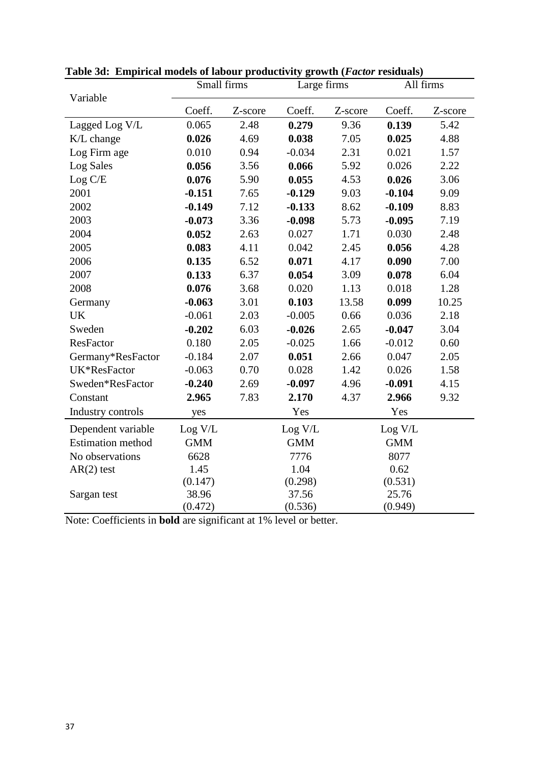**Table 3d: Empirical models of labour productivity growth (*Factor* residuals)**

| Variable | Small firms | | Large firms | | All firms | |
|---|---|---|---|---|---|---|
| | Coeff. | Z-score | Coeff. | Z-score | Coeff. | Z-score |
| Lagged Log V/L | 0.065 | 2.48 | **0.279** | 9.36 | **0.139** | 5.42 |
| K/L change | **0.026** | 4.69 | **0.038** | 7.05 | **0.025** | 4.88 |
| Log Firm age | 0.010 | 0.94 | -0.034 | 2.31 | 0.021 | 1.57 |
| Log Sales | **0.056** | 3.56 | **0.066** | 5.92 | 0.026 | 2.22 |
| Log C/E | **0.076** | 5.90 | **0.055** | 4.53 | **0.026** | 3.06 |
| 2001 | **-0.151** | 7.65 | **-0.129** | 9.03 | **-0.104** | 9.09 |
| 2002 | **-0.149** | 7.12 | **-0.133** | 8.62 | **-0.109** | 8.83 |
| 2003 | **-0.073** | 3.36 | **-0.098** | 5.73 | **-0.095** | 7.19 |
| 2004 | **0.052** | 2.63 | 0.027 | 1.71 | 0.030 | 2.48 |
| 2005 | **0.083** | 4.11 | 0.042 | 2.45 | **0.056** | 4.28 |
| 2006 | **0.135** | 6.52 | **0.071** | 4.17 | **0.090** | 7.00 |
| 2007 | **0.133** | 6.37 | **0.054** | 3.09 | **0.078** | 6.04 |
| 2008 | **0.076** | 3.68 | 0.020 | 1.13 | 0.018 | 1.28 |
| Germany | **-0.063** | 3.01 | **0.103** | 13.58 | **0.099** | 10.25 |
| UK | -0.061 | 2.03 | -0.005 | 0.66 | 0.036 | 2.18 |
| Sweden | **-0.202** | 6.03 | **-0.026** | 2.65 | **-0.047** | 3.04 |
| ResFactor | 0.180 | 2.05 | -0.025 | 1.66 | -0.012 | 0.60 |
| Germany*ResFactor | -0.184 | 2.07 | **0.051** | 2.66 | 0.047 | 2.05 |
| UK*ResFactor | -0.063 | 0.70 | 0.028 | 1.42 | 0.026 | 1.58 |
| Sweden*ResFactor | **-0.240** | 2.69 | **-0.097** | 4.96 | **-0.091** | 4.15 |
| Constant | **2.965** | 7.83 | **2.170** | 4.37 | **2.966** | 9.32 |
| Industry controls | yes | | Yes | | Yes | |
| Dependent variable | Log V/L | | Log V/L | | Log V/L | |
| Estimation method | GMM | | GMM | | GMM | |
| No observations | 6628 | | 7776 | | 8077 | |
| AR(2) test | 1.45 (0.147) | | 1.04 (0.298) | | 0.62 (0.531) | |
| Sargan test | 38.96 (0.472) | | 37.56 (0.536) | | 25.76 (0.949) | |

Note: Coefficients in **bold** are significant at 1% level or better.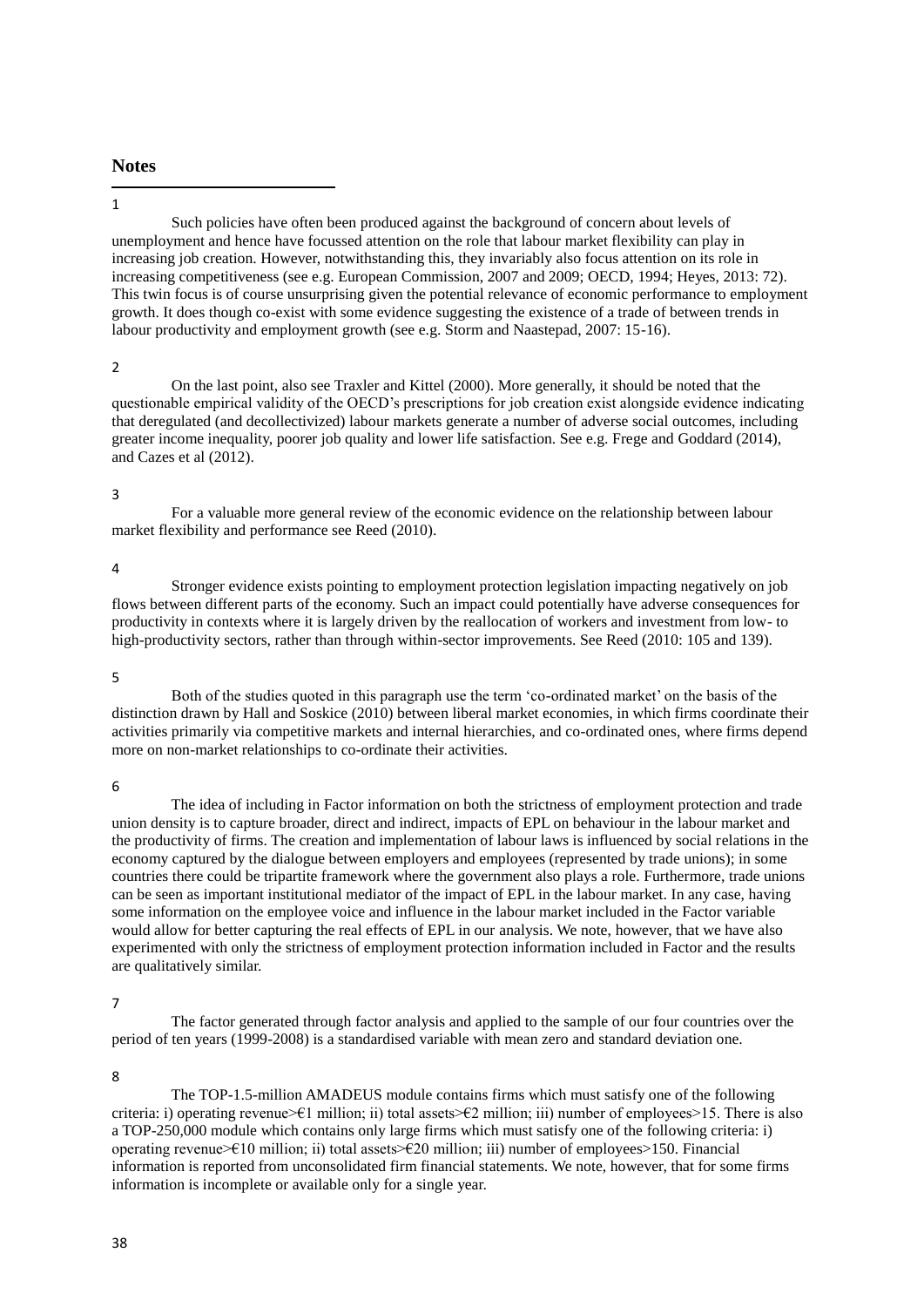## Notes

1

Such policies have often been produced against the background of concern about levels of unemployment and hence have focussed attention on the role that labour market flexibility can play in increasing job creation. However, notwithstanding this, they invariably also focus attention on its role in increasing competitiveness (see e.g. European Commission, 2007 and 2009; OECD, 1994; Heyes, 2013: 72). This twin focus is of course unsurprising given the potential relevance of economic performance to employment growth. It does though co-exist with some evidence suggesting the existence of a trade of between trends in labour productivity and employment growth (see e.g. Storm and Naastepad, 2007: 15-16).

2

On the last point, also see Traxler and Kittel (2000). More generally, it should be noted that the questionable empirical validity of the OECD's prescriptions for job creation exist alongside evidence indicating that deregulated (and decollectivized) labour markets generate a number of adverse social outcomes, including greater income inequality, poorer job quality and lower life satisfaction. See e.g. Frege and Goddard (2014), and Cazes et al (2012).

3

For a valuable more general review of the economic evidence on the relationship between labour market flexibility and performance see Reed (2010).

4

Stronger evidence exists pointing to employment protection legislation impacting negatively on job flows between different parts of the economy. Such an impact could potentially have adverse consequences for productivity in contexts where it is largely driven by the reallocation of workers and investment from low- to high-productivity sectors, rather than through within-sector improvements. See Reed (2010: 105 and 139).

5

Both of the studies quoted in this paragraph use the term 'co-ordinated market' on the basis of the distinction drawn by Hall and Soskice (2010) between liberal market economies, in which firms coordinate their activities primarily via competitive markets and internal hierarchies, and co-ordinated ones, where firms depend more on non-market relationships to co-ordinate their activities.

6

The idea of including in Factor information on both the strictness of employment protection and trade union density is to capture broader, direct and indirect, impacts of EPL on behaviour in the labour market and the productivity of firms. The creation and implementation of labour laws is influenced by social relations in the economy captured by the dialogue between employers and employees (represented by trade unions); in some countries there could be tripartite framework where the government also plays a role. Furthermore, trade unions can be seen as important institutional mediator of the impact of EPL in the labour market. In any case, having some information on the employee voice and influence in the labour market included in the Factor variable would allow for better capturing the real effects of EPL in our analysis. We note, however, that we have also experimented with only the strictness of employment protection information included in Factor and the results are qualitatively similar.

7

The factor generated through factor analysis and applied to the sample of our four countries over the period of ten years (1999-2008) is a standardised variable with mean zero and standard deviation one.

8

The TOP-1.5-million AMADEUS module contains firms which must satisfy one of the following criteria: i) operating revenue>€1 million; ii) total assets>€2 million; iii) number of employees>15. There is also a TOP-250,000 module which contains only large firms which must satisfy one of the following criteria: i) operating revenue>€10 million; ii) total assets>€20 million; iii) number of employees>150. Financial information is reported from unconsolidated firm financial statements. We note, however, that for some firms information is incomplete or available only for a single year.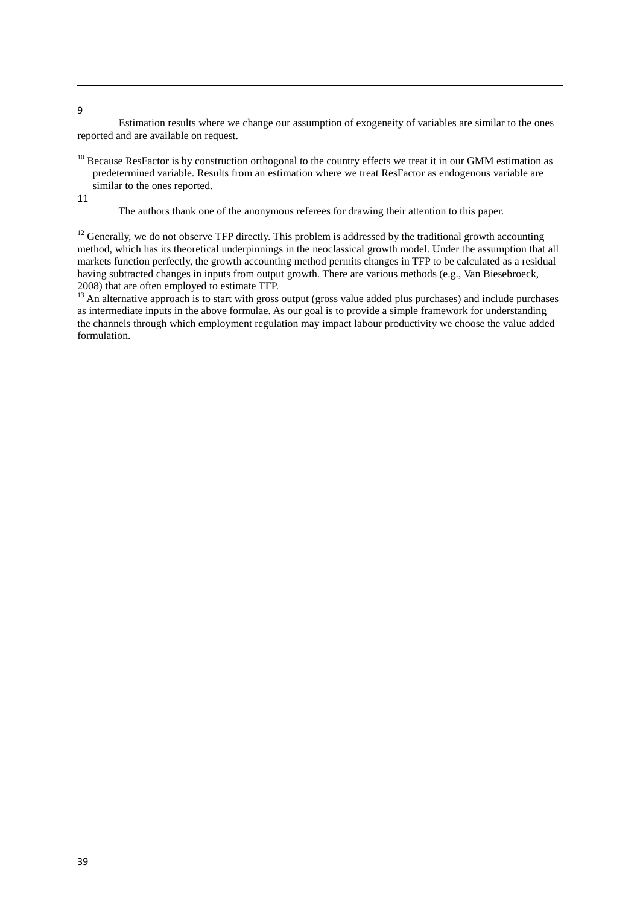[9] Estimation results where we change our assumption of exogeneity of variables are similar to the ones reported and are available on request.

[10] Because ResFactor is by construction orthogonal to the country effects we treat it in our GMM estimation as predetermined variable. Results from an estimation where we treat ResFactor as endogenous variable are similar to the ones reported.

[11] The authors thank one of the anonymous referees for drawing their attention to this paper.

[12] Generally, we do not observe TFP directly. This problem is addressed by the traditional growth accounting method, which has its theoretical underpinnings in the neoclassical growth model. Under the assumption that all markets function perfectly, the growth accounting method permits changes in TFP to be calculated as a residual having subtracted changes in inputs from output growth. There are various methods (e.g., Van Biesebroeck, 2008) that are often employed to estimate TFP.

[13] An alternative approach is to start with gross output (gross value added plus purchases) and include purchases as intermediate inputs in the above formulae. As our goal is to provide a simple framework for understanding the channels through which employment regulation may impact labour productivity we choose the value added formulation.